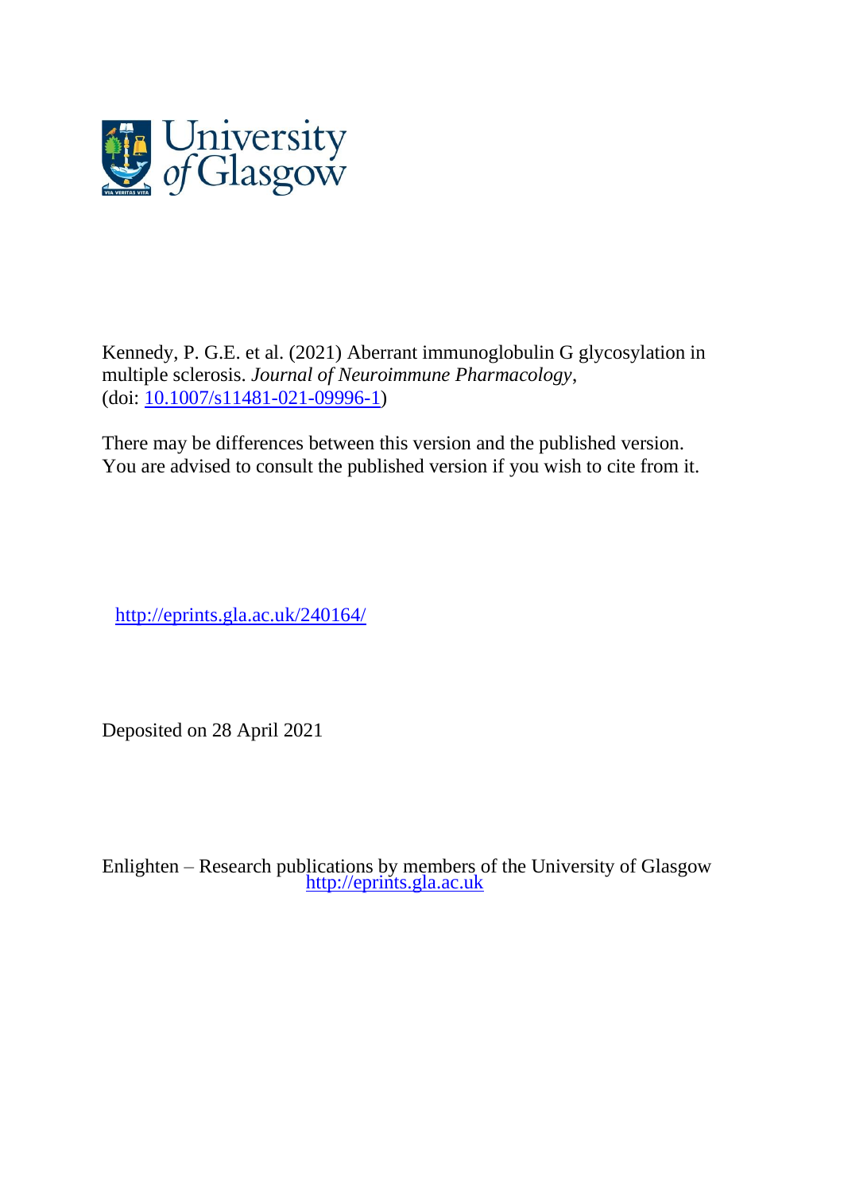Kennedy, P. G.E. et al. (2021) Aberrant immunoglobulin G glycosylation in multiple sclerosis. *Journal of Neuroimmune Pharmacology*, (doi: 10.1007/s11481-021-09996-1)

There may be differences between this version and the published version. You are advised to consult the published version if you wish to cite from it.

http://eprints.gla.ac.uk/240164/

Deposited on 28 April 2021

Enlighten – Research publications by members of the University of Glasgow
http://eprints.gla.ac.uk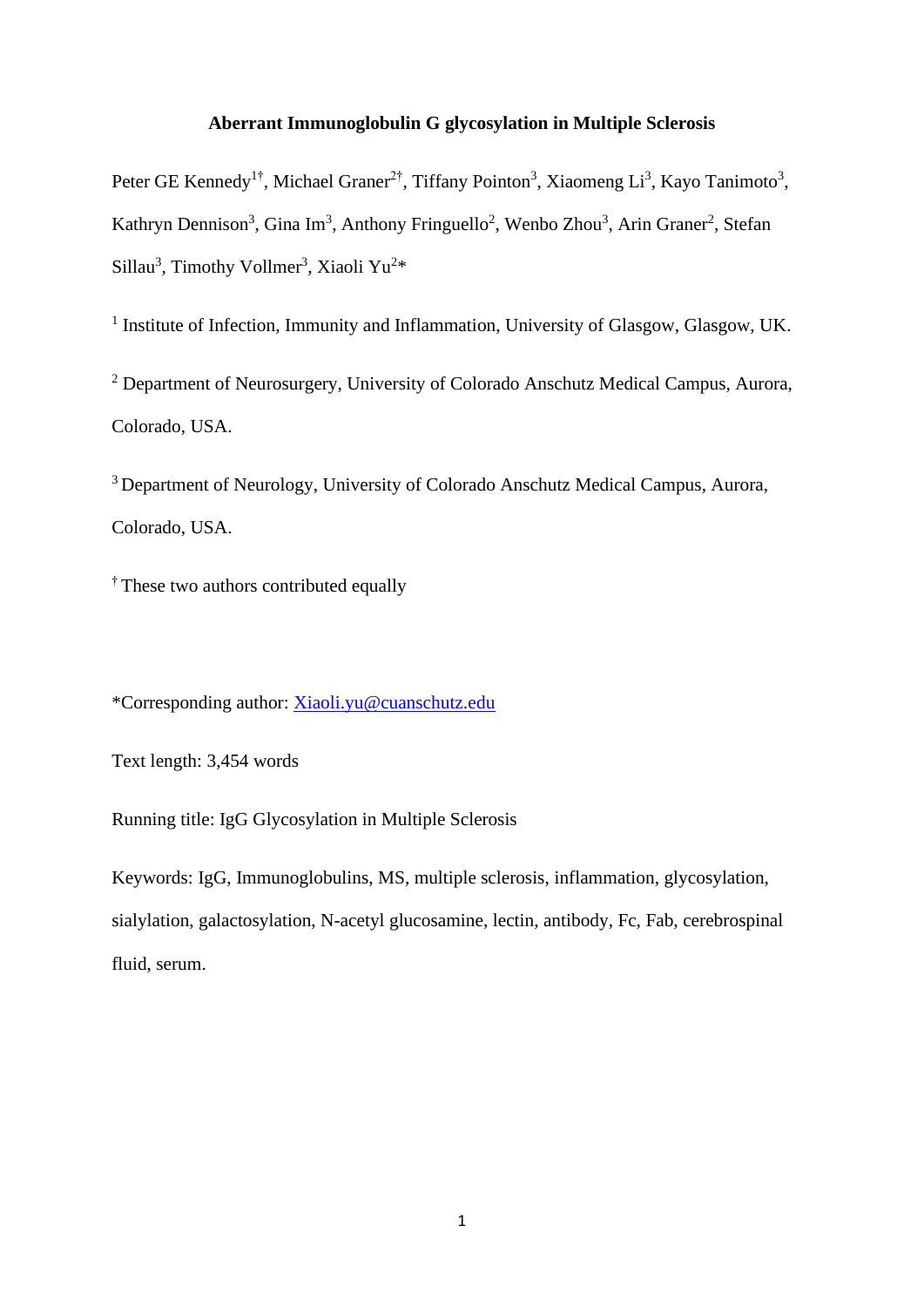**Aberrant Immunoglobulin G glycosylation in Multiple Sclerosis**

Peter GE Kennedy[1†], Michael Graner[2†], Tiffany Pointon[3], Xiaomeng Li[3], Kayo Tanimoto[3], Kathryn Dennison[3], Gina Im[3], Anthony Fringuello[2], Wenbo Zhou[3], Arin Graner[2], Stefan Sillau[3], Timothy Vollmer[3], Xiaoli Yu[2]*

[1] Institute of Infection, Immunity and Inflammation, University of Glasgow, Glasgow, UK.

[2] Department of Neurosurgery, University of Colorado Anschutz Medical Campus, Aurora, Colorado, USA.

[3] Department of Neurology, University of Colorado Anschutz Medical Campus, Aurora, Colorado, USA.

[†] These two authors contributed equally

*Corresponding author: Xiaoli.yu@cuanschutz.edu

Text length: 3,454 words

Running title: IgG Glycosylation in Multiple Sclerosis

Keywords: IgG, Immunoglobulins, MS, multiple sclerosis, inflammation, glycosylation, sialylation, galactosylation, N-acetyl glucosamine, lectin, antibody, Fc, Fab, cerebrospinal fluid, serum.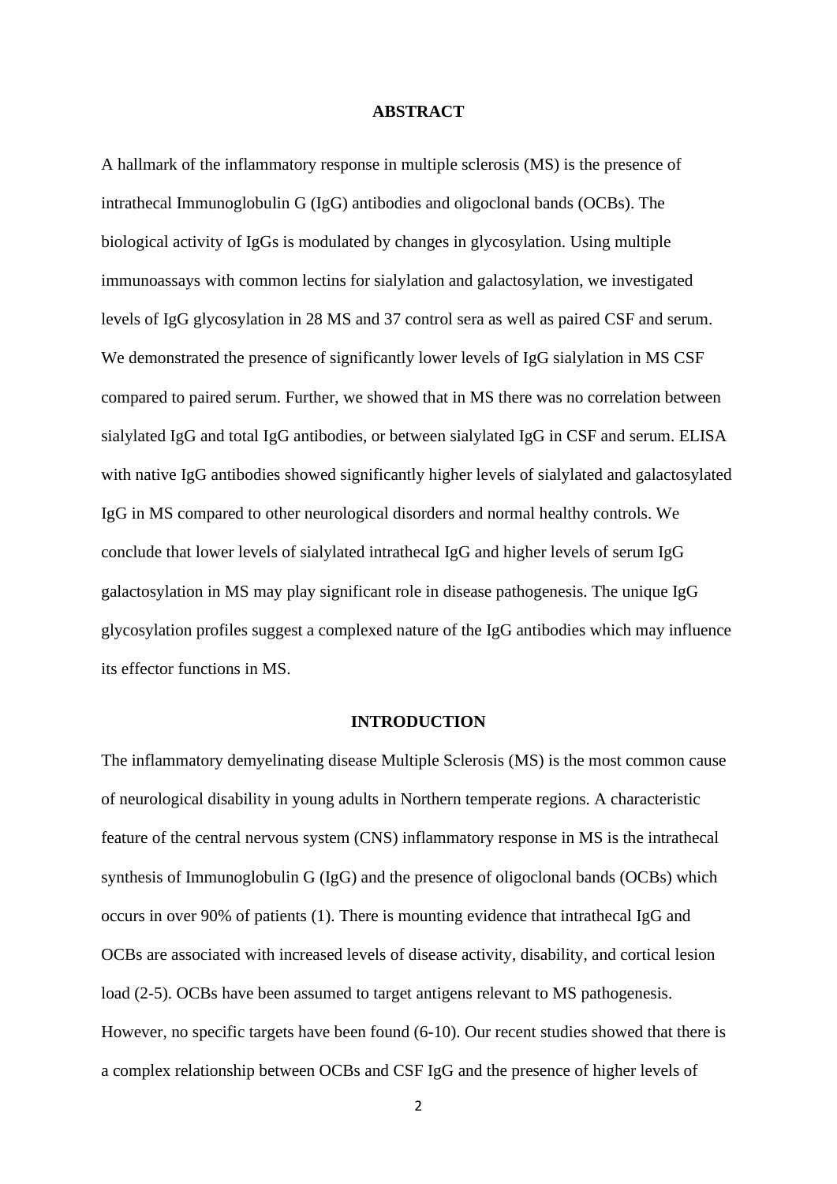## ABSTRACT

A hallmark of the inflammatory response in multiple sclerosis (MS) is the presence of intrathecal Immunoglobulin G (IgG) antibodies and oligoclonal bands (OCBs). The biological activity of IgGs is modulated by changes in glycosylation. Using multiple immunoassays with common lectins for sialylation and galactosylation, we investigated levels of IgG glycosylation in 28 MS and 37 control sera as well as paired CSF and serum. We demonstrated the presence of significantly lower levels of IgG sialylation in MS CSF compared to paired serum. Further, we showed that in MS there was no correlation between sialylated IgG and total IgG antibodies, or between sialylated IgG in CSF and serum. ELISA with native IgG antibodies showed significantly higher levels of sialylated and galactosylated IgG in MS compared to other neurological disorders and normal healthy controls. We conclude that lower levels of sialylated intrathecal IgG and higher levels of serum IgG galactosylation in MS may play significant role in disease pathogenesis. The unique IgG glycosylation profiles suggest a complexed nature of the IgG antibodies which may influence its effector functions in MS.

## INTRODUCTION

The inflammatory demyelinating disease Multiple Sclerosis (MS) is the most common cause of neurological disability in young adults in Northern temperate regions. A characteristic feature of the central nervous system (CNS) inflammatory response in MS is the intrathecal synthesis of Immunoglobulin G (IgG) and the presence of oligoclonal bands (OCBs) which occurs in over 90% of patients (1). There is mounting evidence that intrathecal IgG and OCBs are associated with increased levels of disease activity, disability, and cortical lesion load (2-5). OCBs have been assumed to target antigens relevant to MS pathogenesis. However, no specific targets have been found (6-10). Our recent studies showed that there is a complex relationship between OCBs and CSF IgG and the presence of higher levels of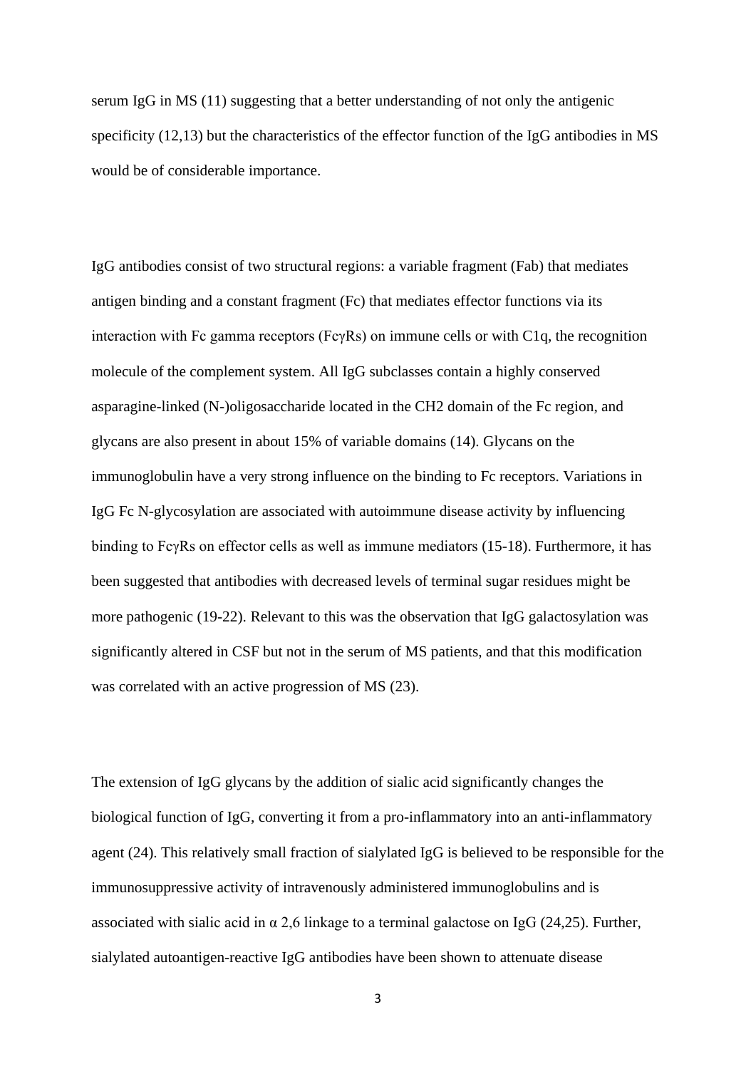serum IgG in MS (11) suggesting that a better understanding of not only the antigenic specificity (12,13) but the characteristics of the effector function of the IgG antibodies in MS would be of considerable importance.

IgG antibodies consist of two structural regions: a variable fragment (Fab) that mediates antigen binding and a constant fragment (Fc) that mediates effector functions via its interaction with Fc gamma receptors (FcγRs) on immune cells or with C1q, the recognition molecule of the complement system. All IgG subclasses contain a highly conserved asparagine-linked (N-)oligosaccharide located in the CH2 domain of the Fc region, and glycans are also present in about 15% of variable domains (14). Glycans on the immunoglobulin have a very strong influence on the binding to Fc receptors. Variations in IgG Fc N-glycosylation are associated with autoimmune disease activity by influencing binding to FcγRs on effector cells as well as immune mediators (15-18). Furthermore, it has been suggested that antibodies with decreased levels of terminal sugar residues might be more pathogenic (19-22). Relevant to this was the observation that IgG galactosylation was significantly altered in CSF but not in the serum of MS patients, and that this modification was correlated with an active progression of MS (23).

The extension of IgG glycans by the addition of sialic acid significantly changes the biological function of IgG, converting it from a pro-inflammatory into an anti-inflammatory agent (24). This relatively small fraction of sialylated IgG is believed to be responsible for the immunosuppressive activity of intravenously administered immunoglobulins and is associated with sialic acid in α 2,6 linkage to a terminal galactose on IgG (24,25). Further, sialylated autoantigen-reactive IgG antibodies have been shown to attenuate disease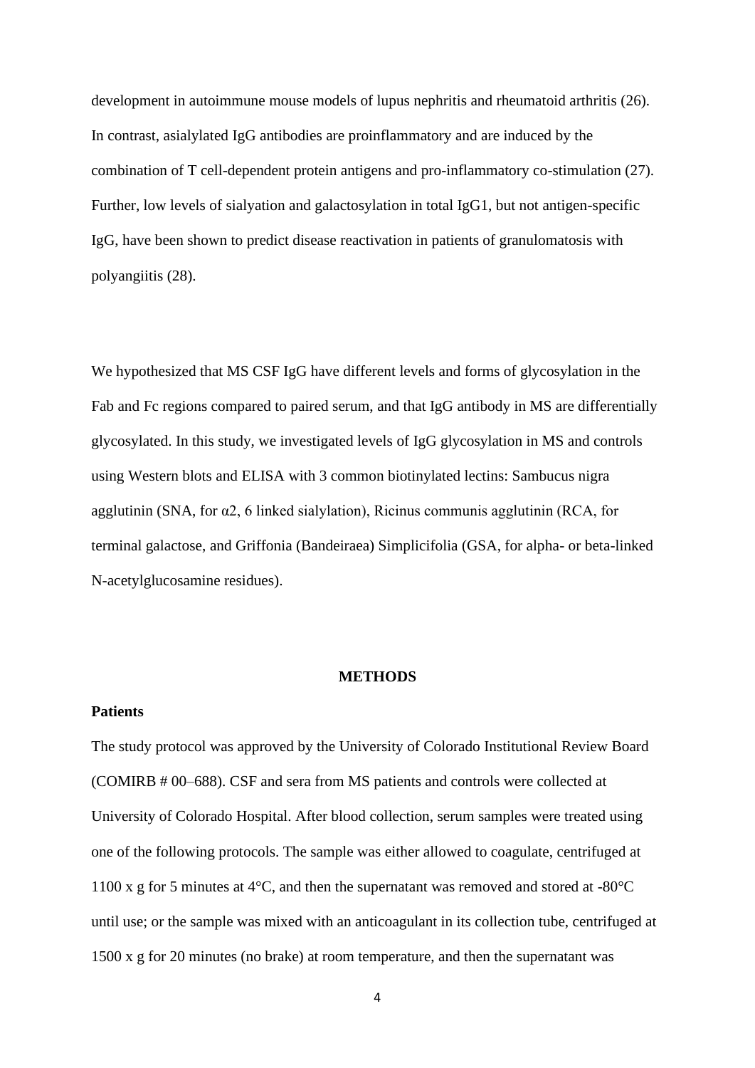development in autoimmune mouse models of lupus nephritis and rheumatoid arthritis (26). In contrast, asialylated IgG antibodies are proinflammatory and are induced by the combination of T cell-dependent protein antigens and pro-inflammatory co-stimulation (27). Further, low levels of sialyation and galactosylation in total IgG1, but not antigen-specific IgG, have been shown to predict disease reactivation in patients of granulomatosis with polyangiitis (28).

We hypothesized that MS CSF IgG have different levels and forms of glycosylation in the Fab and Fc regions compared to paired serum, and that IgG antibody in MS are differentially glycosylated. In this study, we investigated levels of IgG glycosylation in MS and controls using Western blots and ELISA with 3 common biotinylated lectins: Sambucus nigra agglutinin (SNA, for α2, 6 linked sialylation), Ricinus communis agglutinin (RCA, for terminal galactose, and Griffonia (Bandeiraea) Simplicifolia (GSA, for alpha- or beta-linked N-acetylglucosamine residues).

## METHODS

### Patients

The study protocol was approved by the University of Colorado Institutional Review Board (COMIRB # 00–688). CSF and sera from MS patients and controls were collected at University of Colorado Hospital. After blood collection, serum samples were treated using one of the following protocols. The sample was either allowed to coagulate, centrifuged at 1100 x g for 5 minutes at 4°C, and then the supernatant was removed and stored at -80°C until use; or the sample was mixed with an anticoagulant in its collection tube, centrifuged at 1500 x g for 20 minutes (no brake) at room temperature, and then the supernatant was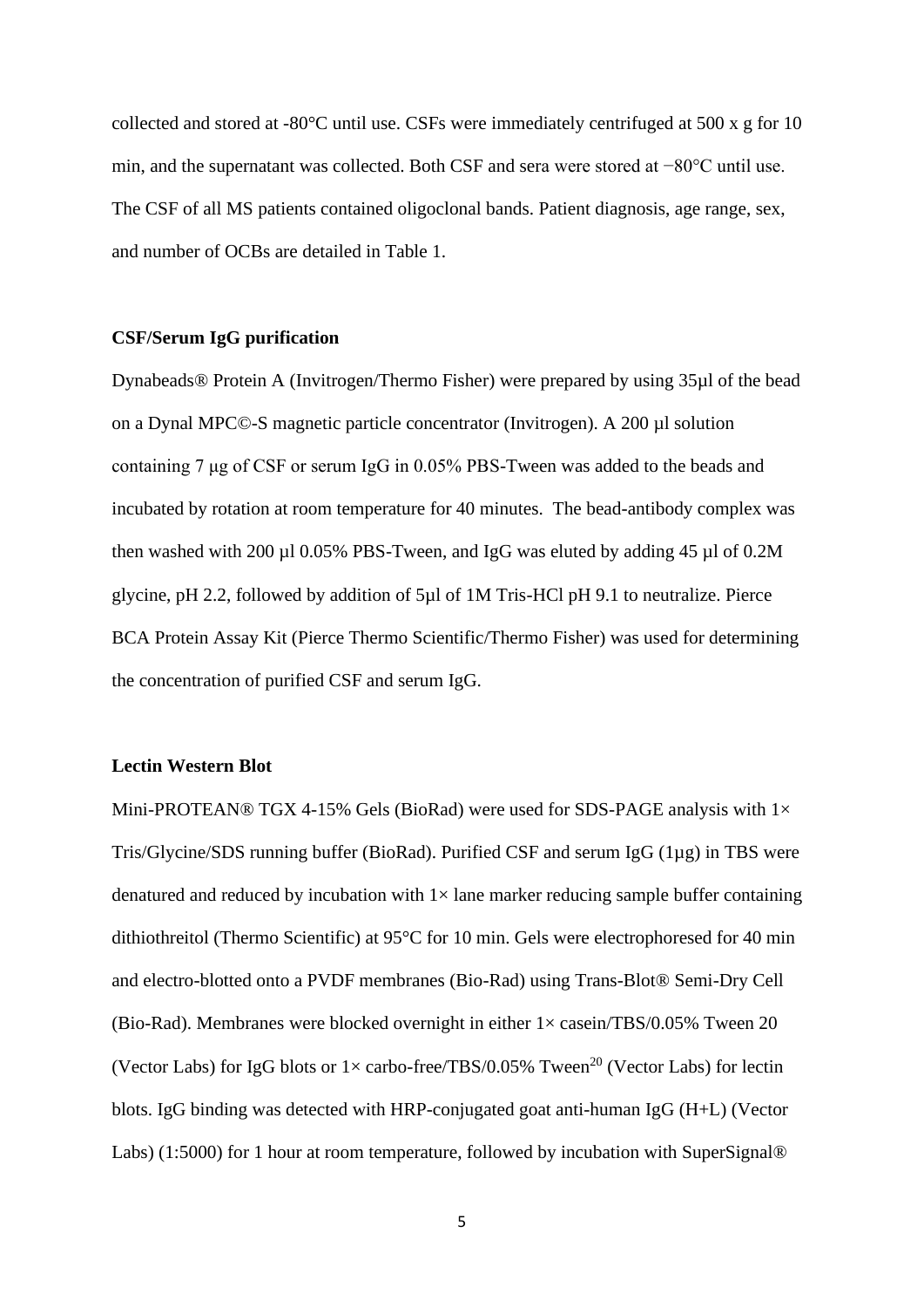collected and stored at -80°C until use. CSFs were immediately centrifuged at 500 x g for 10 min, and the supernatant was collected. Both CSF and sera were stored at −80°C until use. The CSF of all MS patients contained oligoclonal bands. Patient diagnosis, age range, sex, and number of OCBs are detailed in Table 1.

**CSF/Serum IgG purification**

Dynabeads® Protein A (Invitrogen/Thermo Fisher) were prepared by using 35µl of the bead on a Dynal MPC©-S magnetic particle concentrator (Invitrogen). A 200 µl solution containing 7 µg of CSF or serum IgG in 0.05% PBS-Tween was added to the beads and incubated by rotation at room temperature for 40 minutes. The bead-antibody complex was then washed with 200 µl 0.05% PBS-Tween, and IgG was eluted by adding 45 µl of 0.2M glycine, pH 2.2, followed by addition of 5µl of 1M Tris-HCl pH 9.1 to neutralize. Pierce BCA Protein Assay Kit (Pierce Thermo Scientific/Thermo Fisher) was used for determining the concentration of purified CSF and serum IgG.

**Lectin Western Blot**

Mini-PROTEAN® TGX 4-15% Gels (BioRad) were used for SDS-PAGE analysis with 1× Tris/Glycine/SDS running buffer (BioRad). Purified CSF and serum IgG (1µg) in TBS were denatured and reduced by incubation with 1× lane marker reducing sample buffer containing dithiothreitol (Thermo Scientific) at 95°C for 10 min. Gels were electrophoresed for 40 min and electro-blotted onto a PVDF membranes (Bio-Rad) using Trans-Blot® Semi-Dry Cell (Bio-Rad). Membranes were blocked overnight in either 1× casein/TBS/0.05% Tween 20 (Vector Labs) for IgG blots or 1× carbo-free/TBS/0.05% Tween[20] (Vector Labs) for lectin blots. IgG binding was detected with HRP-conjugated goat anti-human IgG (H+L) (Vector Labs) (1:5000) for 1 hour at room temperature, followed by incubation with SuperSignal®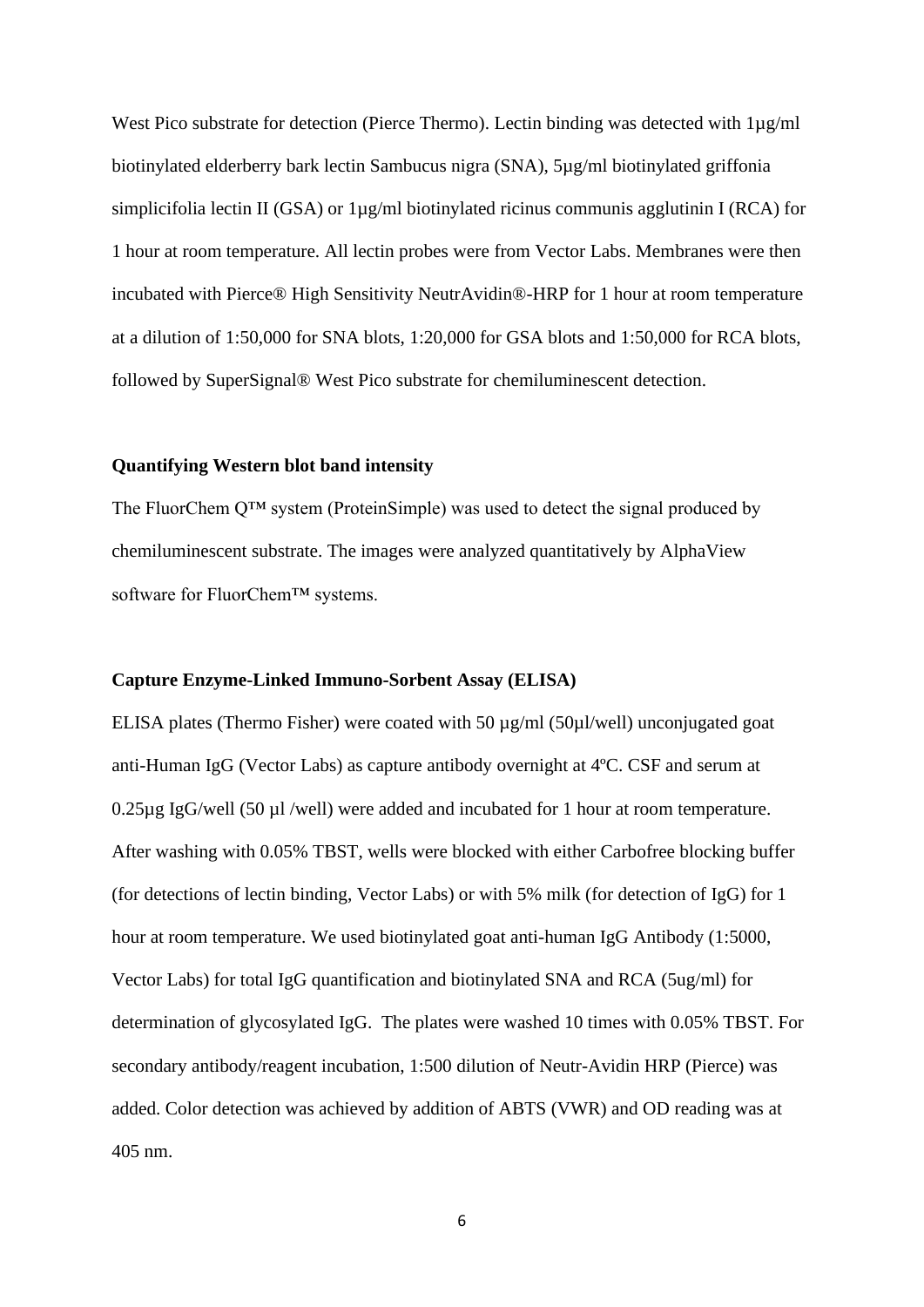West Pico substrate for detection (Pierce Thermo). Lectin binding was detected with 1µg/ml biotinylated elderberry bark lectin Sambucus nigra (SNA), 5µg/ml biotinylated griffonia simplicifolia lectin II (GSA) or 1µg/ml biotinylated ricinus communis agglutinin I (RCA) for 1 hour at room temperature. All lectin probes were from Vector Labs. Membranes were then incubated with Pierce® High Sensitivity NeutrAvidin®-HRP for 1 hour at room temperature at a dilution of 1:50,000 for SNA blots, 1:20,000 for GSA blots and 1:50,000 for RCA blots, followed by SuperSignal® West Pico substrate for chemiluminescent detection.

**Quantifying Western blot band intensity**

The FluorChem Q™ system (ProteinSimple) was used to detect the signal produced by chemiluminescent substrate. The images were analyzed quantitatively by AlphaView software for FluorChem™ systems.

**Capture Enzyme-Linked Immuno-Sorbent Assay (ELISA)**

ELISA plates (Thermo Fisher) were coated with 50 µg/ml (50µl/well) unconjugated goat anti-Human IgG (Vector Labs) as capture antibody overnight at 4ºC. CSF and serum at 0.25µg IgG/well (50 µl /well) were added and incubated for 1 hour at room temperature. After washing with 0.05% TBST, wells were blocked with either Carbofree blocking buffer (for detections of lectin binding, Vector Labs) or with 5% milk (for detection of IgG) for 1 hour at room temperature. We used biotinylated goat anti-human IgG Antibody (1:5000, Vector Labs) for total IgG quantification and biotinylated SNA and RCA (5ug/ml) for determination of glycosylated IgG. The plates were washed 10 times with 0.05% TBST. For secondary antibody/reagent incubation, 1:500 dilution of Neutr-Avidin HRP (Pierce) was added. Color detection was achieved by addition of ABTS (VWR) and OD reading was at 405 nm.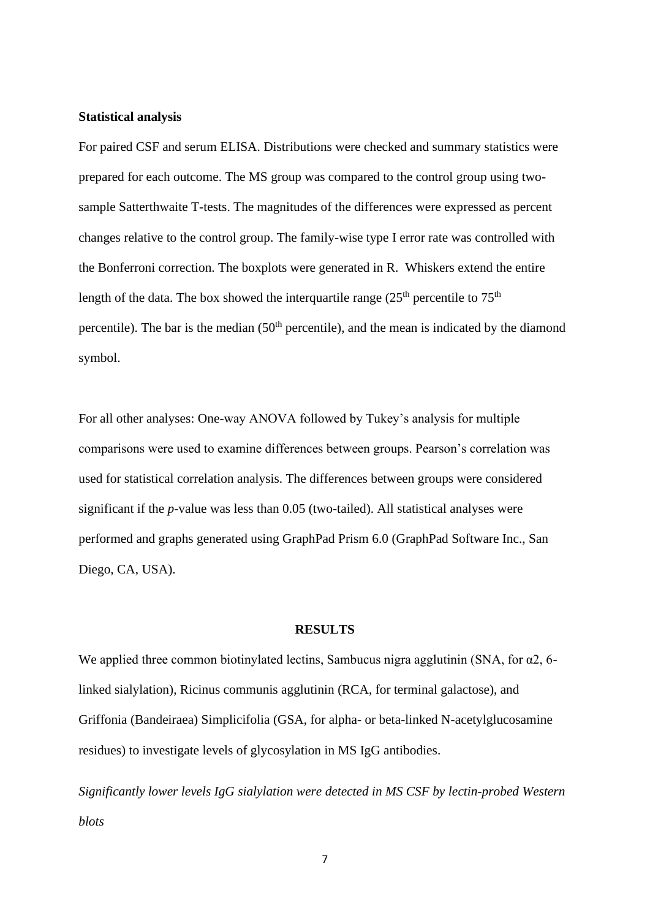**Statistical analysis**

For paired CSF and serum ELISA. Distributions were checked and summary statistics were prepared for each outcome. The MS group was compared to the control group using two-sample Satterthwaite T-tests. The magnitudes of the differences were expressed as percent changes relative to the control group. The family-wise type I error rate was controlled with the Bonferroni correction. The boxplots were generated in R. Whiskers extend the entire length of the data. The box showed the interquartile range ($25^{th}$ percentile to $75^{th}$ percentile). The bar is the median ($50^{th}$ percentile), and the mean is indicated by the diamond symbol.

For all other analyses: One-way ANOVA followed by Tukey's analysis for multiple comparisons were used to examine differences between groups. Pearson's correlation was used for statistical correlation analysis. The differences between groups were considered significant if the *p*-value was less than 0.05 (two-tailed). All statistical analyses were performed and graphs generated using GraphPad Prism 6.0 (GraphPad Software Inc., San Diego, CA, USA).

## RESULTS

We applied three common biotinylated lectins, Sambucus nigra agglutinin (SNA, for α2, 6-linked sialylation), Ricinus communis agglutinin (RCA, for terminal galactose), and Griffonia (Bandeiraea) Simplicifolia (GSA, for alpha- or beta-linked N-acetylglucosamine residues) to investigate levels of glycosylation in MS IgG antibodies.

*Significantly lower levels IgG sialylation were detected in MS CSF by lectin-probed Western blots*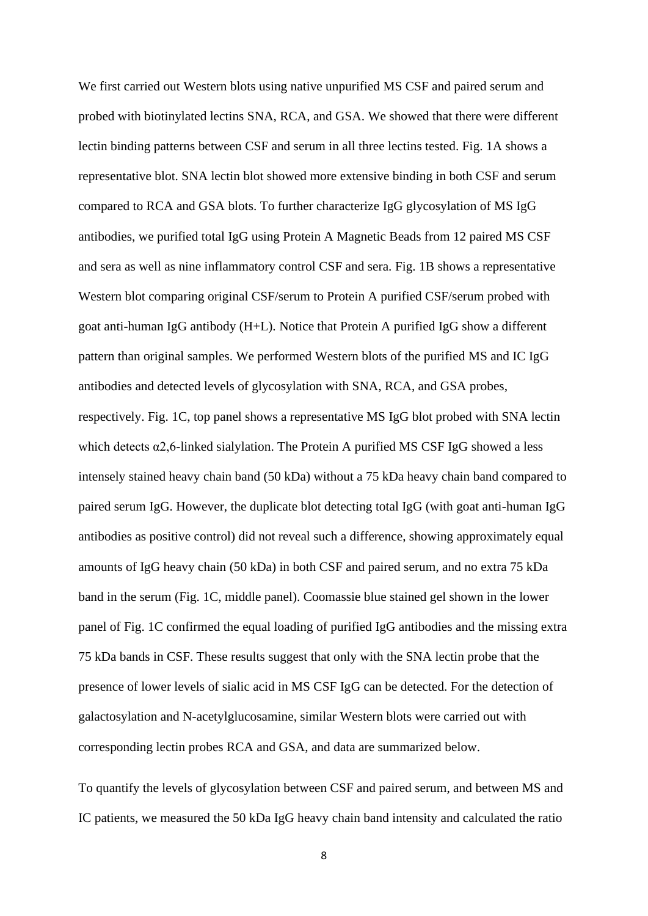We first carried out Western blots using native unpurified MS CSF and paired serum and probed with biotinylated lectins SNA, RCA, and GSA. We showed that there were different lectin binding patterns between CSF and serum in all three lectins tested. Fig. 1A shows a representative blot. SNA lectin blot showed more extensive binding in both CSF and serum compared to RCA and GSA blots. To further characterize IgG glycosylation of MS IgG antibodies, we purified total IgG using Protein A Magnetic Beads from 12 paired MS CSF and sera as well as nine inflammatory control CSF and sera. Fig. 1B shows a representative Western blot comparing original CSF/serum to Protein A purified CSF/serum probed with goat anti-human IgG antibody (H+L). Notice that Protein A purified IgG show a different pattern than original samples. We performed Western blots of the purified MS and IC IgG antibodies and detected levels of glycosylation with SNA, RCA, and GSA probes, respectively. Fig. 1C, top panel shows a representative MS IgG blot probed with SNA lectin which detects α2,6-linked sialylation. The Protein A purified MS CSF IgG showed a less intensely stained heavy chain band (50 kDa) without a 75 kDa heavy chain band compared to paired serum IgG. However, the duplicate blot detecting total IgG (with goat anti-human IgG antibodies as positive control) did not reveal such a difference, showing approximately equal amounts of IgG heavy chain (50 kDa) in both CSF and paired serum, and no extra 75 kDa band in the serum (Fig. 1C, middle panel). Coomassie blue stained gel shown in the lower panel of Fig. 1C confirmed the equal loading of purified IgG antibodies and the missing extra 75 kDa bands in CSF. These results suggest that only with the SNA lectin probe that the presence of lower levels of sialic acid in MS CSF IgG can be detected. For the detection of galactosylation and N-acetylglucosamine, similar Western blots were carried out with corresponding lectin probes RCA and GSA, and data are summarized below.

To quantify the levels of glycosylation between CSF and paired serum, and between MS and IC patients, we measured the 50 kDa IgG heavy chain band intensity and calculated the ratio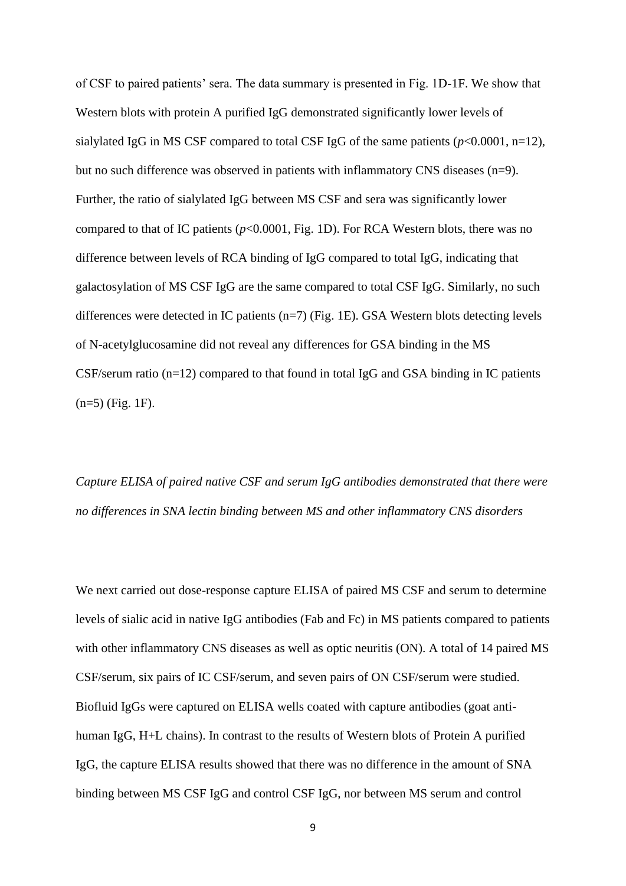of CSF to paired patients' sera. The data summary is presented in Fig. 1D-1F. We show that Western blots with protein A purified IgG demonstrated significantly lower levels of sialylated IgG in MS CSF compared to total CSF IgG of the same patients ($p$<0.0001, n=12), but no such difference was observed in patients with inflammatory CNS diseases (n=9). Further, the ratio of sialylated IgG between MS CSF and sera was significantly lower compared to that of IC patients ($p$<0.0001, Fig. 1D). For RCA Western blots, there was no difference between levels of RCA binding of IgG compared to total IgG, indicating that galactosylation of MS CSF IgG are the same compared to total CSF IgG. Similarly, no such differences were detected in IC patients (n=7) (Fig. 1E). GSA Western blots detecting levels of N-acetylglucosamine did not reveal any differences for GSA binding in the MS CSF/serum ratio (n=12) compared to that found in total IgG and GSA binding in IC patients (n=5) (Fig. 1F).

*Capture ELISA of paired native CSF and serum IgG antibodies demonstrated that there were no differences in SNA lectin binding between MS and other inflammatory CNS disorders*

We next carried out dose-response capture ELISA of paired MS CSF and serum to determine levels of sialic acid in native IgG antibodies (Fab and Fc) in MS patients compared to patients with other inflammatory CNS diseases as well as optic neuritis (ON). A total of 14 paired MS CSF/serum, six pairs of IC CSF/serum, and seven pairs of ON CSF/serum were studied. Biofluid IgGs were captured on ELISA wells coated with capture antibodies (goat anti-human IgG, H+L chains). In contrast to the results of Western blots of Protein A purified IgG, the capture ELISA results showed that there was no difference in the amount of SNA binding between MS CSF IgG and control CSF IgG, nor between MS serum and control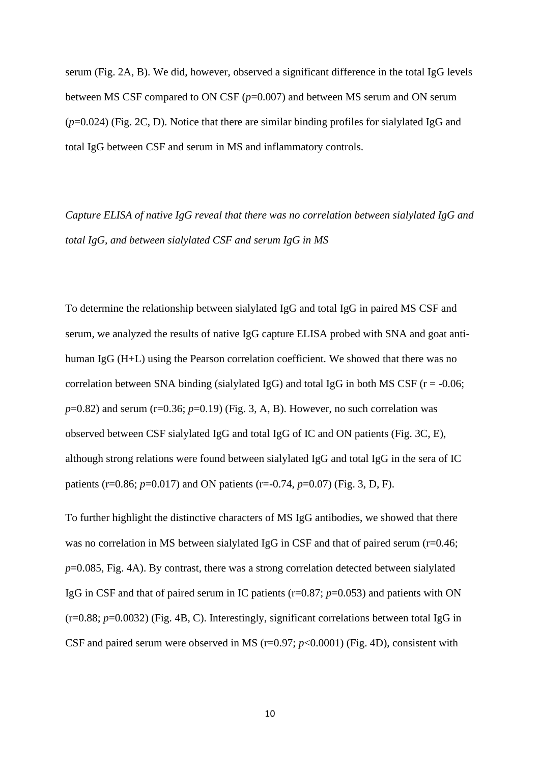serum (Fig. 2A, B). We did, however, observed a significant difference in the total IgG levels between MS CSF compared to ON CSF ($p$=0.007) and between MS serum and ON serum ($p$=0.024) (Fig. 2C, D). Notice that there are similar binding profiles for sialylated IgG and total IgG between CSF and serum in MS and inflammatory controls.

*Capture ELISA of native IgG reveal that there was no correlation between sialylated IgG and total IgG, and between sialylated CSF and serum IgG in MS*

To determine the relationship between sialylated IgG and total IgG in paired MS CSF and serum, we analyzed the results of native IgG capture ELISA probed with SNA and goat anti-human IgG (H+L) using the Pearson correlation coefficient. We showed that there was no correlation between SNA binding (sialylated IgG) and total IgG in both MS CSF (r = -0.06; $p$=0.82) and serum (r=0.36; $p$=0.19) (Fig. 3, A, B). However, no such correlation was observed between CSF sialylated IgG and total IgG of IC and ON patients (Fig. 3C, E), although strong relations were found between sialylated IgG and total IgG in the sera of IC patients (r=0.86; $p$=0.017) and ON patients (r=-0.74, $p$=0.07) (Fig. 3, D, F).

To further highlight the distinctive characters of MS IgG antibodies, we showed that there was no correlation in MS between sialylated IgG in CSF and that of paired serum (r=0.46; $p$=0.085, Fig. 4A). By contrast, there was a strong correlation detected between sialylated IgG in CSF and that of paired serum in IC patients (r=0.87; $p$=0.053) and patients with ON (r=0.88; $p$=0.0032) (Fig. 4B, C). Interestingly, significant correlations between total IgG in CSF and paired serum were observed in MS (r=0.97; $p$<0.0001) (Fig. 4D), consistent with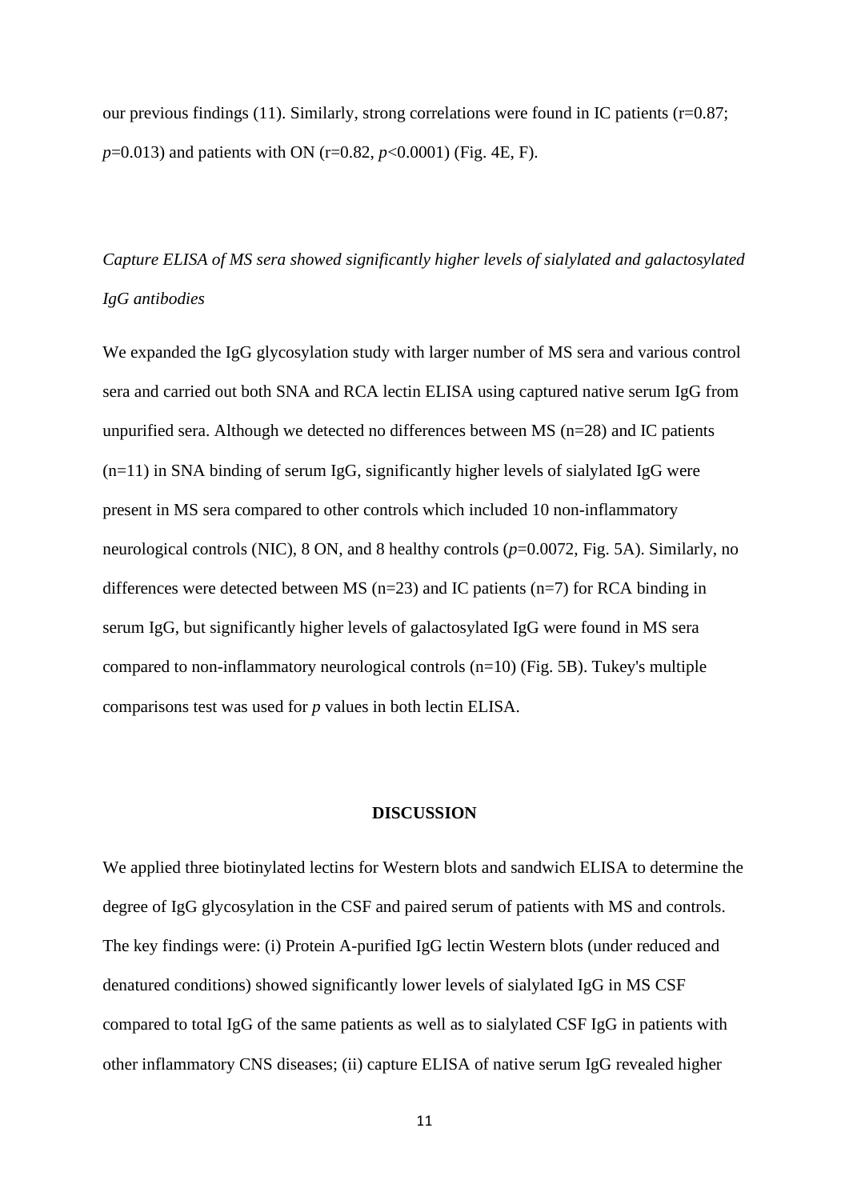our previous findings (11). Similarly, strong correlations were found in IC patients (r=0.87; *p*=0.013) and patients with ON (r=0.82, *p*<0.0001) (Fig. 4E, F).

*Capture ELISA of MS sera showed significantly higher levels of sialylated and galactosylated IgG antibodies*

We expanded the IgG glycosylation study with larger number of MS sera and various control sera and carried out both SNA and RCA lectin ELISA using captured native serum IgG from unpurified sera. Although we detected no differences between MS (n=28) and IC patients (n=11) in SNA binding of serum IgG, significantly higher levels of sialylated IgG were present in MS sera compared to other controls which included 10 non-inflammatory neurological controls (NIC), 8 ON, and 8 healthy controls (*p*=0.0072, Fig. 5A). Similarly, no differences were detected between MS (n=23) and IC patients (n=7) for RCA binding in serum IgG, but significantly higher levels of galactosylated IgG were found in MS sera compared to non-inflammatory neurological controls (n=10) (Fig. 5B). Tukey's multiple comparisons test was used for *p* values in both lectin ELISA.

## DISCUSSION

We applied three biotinylated lectins for Western blots and sandwich ELISA to determine the degree of IgG glycosylation in the CSF and paired serum of patients with MS and controls. The key findings were: (i) Protein A-purified IgG lectin Western blots (under reduced and denatured conditions) showed significantly lower levels of sialylated IgG in MS CSF compared to total IgG of the same patients as well as to sialylated CSF IgG in patients with other inflammatory CNS diseases; (ii) capture ELISA of native serum IgG revealed higher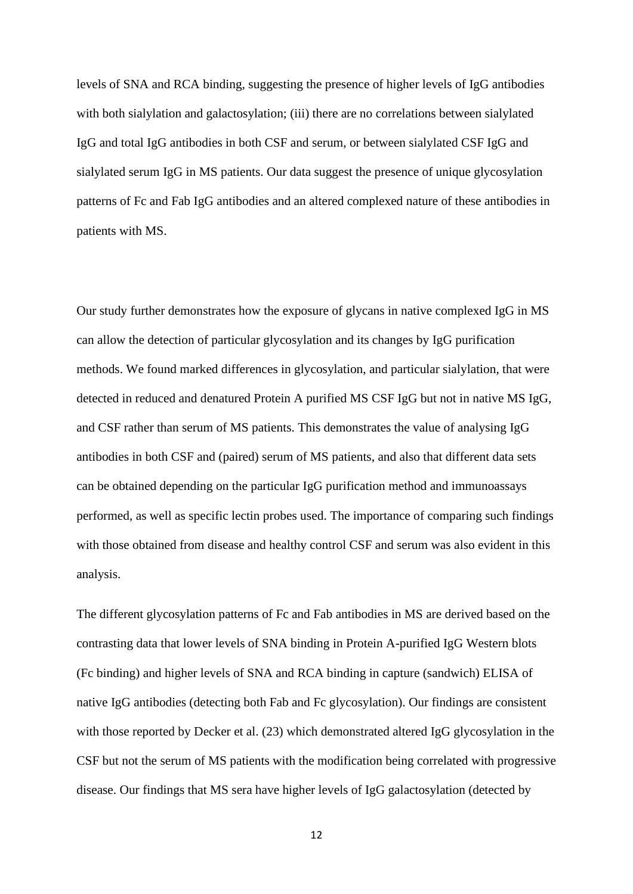levels of SNA and RCA binding, suggesting the presence of higher levels of IgG antibodies with both sialylation and galactosylation; (iii) there are no correlations between sialylated IgG and total IgG antibodies in both CSF and serum, or between sialylated CSF IgG and sialylated serum IgG in MS patients. Our data suggest the presence of unique glycosylation patterns of Fc and Fab IgG antibodies and an altered complexed nature of these antibodies in patients with MS.

Our study further demonstrates how the exposure of glycans in native complexed IgG in MS can allow the detection of particular glycosylation and its changes by IgG purification methods. We found marked differences in glycosylation, and particular sialylation, that were detected in reduced and denatured Protein A purified MS CSF IgG but not in native MS IgG, and CSF rather than serum of MS patients. This demonstrates the value of analysing IgG antibodies in both CSF and (paired) serum of MS patients, and also that different data sets can be obtained depending on the particular IgG purification method and immunoassays performed, as well as specific lectin probes used. The importance of comparing such findings with those obtained from disease and healthy control CSF and serum was also evident in this analysis.

The different glycosylation patterns of Fc and Fab antibodies in MS are derived based on the contrasting data that lower levels of SNA binding in Protein A-purified IgG Western blots (Fc binding) and higher levels of SNA and RCA binding in capture (sandwich) ELISA of native IgG antibodies (detecting both Fab and Fc glycosylation). Our findings are consistent with those reported by Decker et al. (23) which demonstrated altered IgG glycosylation in the CSF but not the serum of MS patients with the modification being correlated with progressive disease. Our findings that MS sera have higher levels of IgG galactosylation (detected by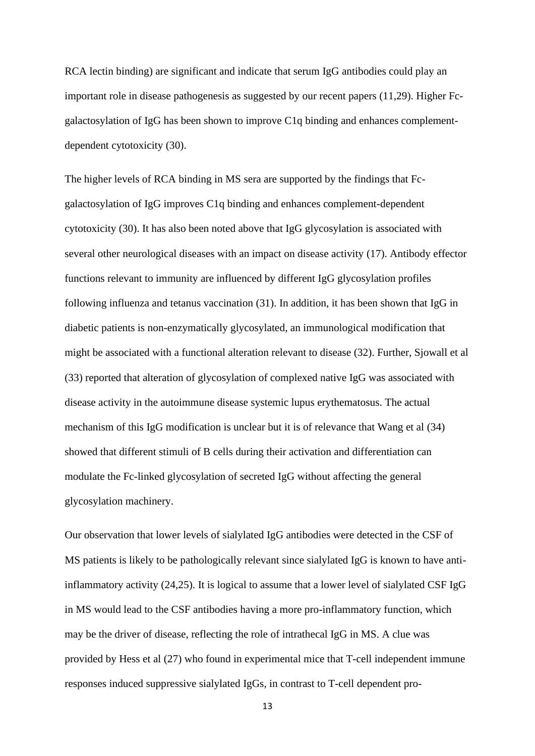RCA lectin binding) are significant and indicate that serum IgG antibodies could play an important role in disease pathogenesis as suggested by our recent papers (11,29). Higher Fc-galactosylation of IgG has been shown to improve C1q binding and enhances complement-dependent cytotoxicity (30).

The higher levels of RCA binding in MS sera are supported by the findings that Fc-galactosylation of IgG improves C1q binding and enhances complement-dependent cytotoxicity (30). It has also been noted above that IgG glycosylation is associated with several other neurological diseases with an impact on disease activity (17). Antibody effector functions relevant to immunity are influenced by different IgG glycosylation profiles following influenza and tetanus vaccination (31). In addition, it has been shown that IgG in diabetic patients is non-enzymatically glycosylated, an immunological modification that might be associated with a functional alteration relevant to disease (32). Further, Sjowall et al (33) reported that alteration of glycosylation of complexed native IgG was associated with disease activity in the autoimmune disease systemic lupus erythematosus. The actual mechanism of this IgG modification is unclear but it is of relevance that Wang et al (34) showed that different stimuli of B cells during their activation and differentiation can modulate the Fc-linked glycosylation of secreted IgG without affecting the general glycosylation machinery.

Our observation that lower levels of sialylated IgG antibodies were detected in the CSF of MS patients is likely to be pathologically relevant since sialylated IgG is known to have anti-inflammatory activity (24,25). It is logical to assume that a lower level of sialylated CSF IgG in MS would lead to the CSF antibodies having a more pro-inflammatory function, which may be the driver of disease, reflecting the role of intrathecal IgG in MS. A clue was provided by Hess et al (27) who found in experimental mice that T-cell independent immune responses induced suppressive sialylated IgGs, in contrast to T-cell dependent pro-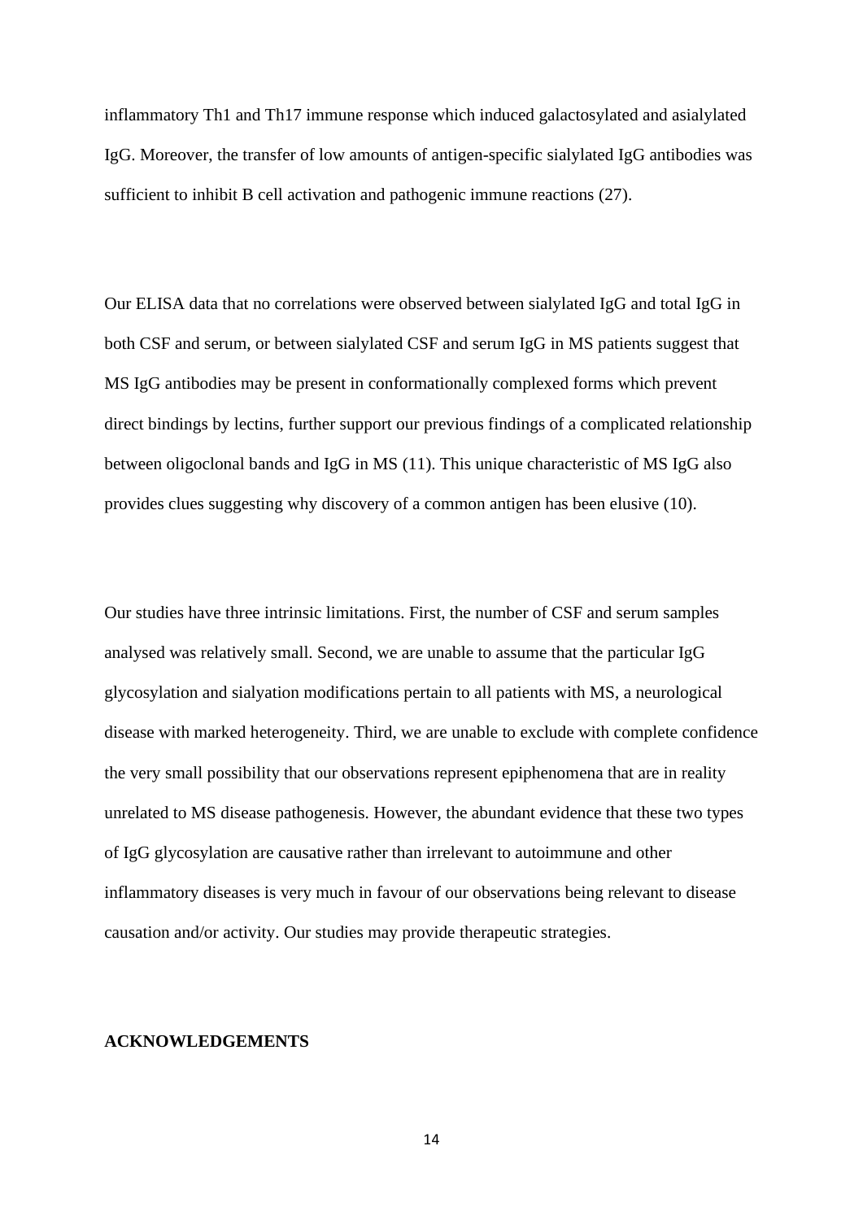inflammatory Th1 and Th17 immune response which induced galactosylated and asialylated IgG. Moreover, the transfer of low amounts of antigen-specific sialylated IgG antibodies was sufficient to inhibit B cell activation and pathogenic immune reactions (27).

Our ELISA data that no correlations were observed between sialylated IgG and total IgG in both CSF and serum, or between sialylated CSF and serum IgG in MS patients suggest that MS IgG antibodies may be present in conformationally complexed forms which prevent direct bindings by lectins, further support our previous findings of a complicated relationship between oligoclonal bands and IgG in MS (11). This unique characteristic of MS IgG also provides clues suggesting why discovery of a common antigen has been elusive (10).

Our studies have three intrinsic limitations. First, the number of CSF and serum samples analysed was relatively small. Second, we are unable to assume that the particular IgG glycosylation and sialyation modifications pertain to all patients with MS, a neurological disease with marked heterogeneity. Third, we are unable to exclude with complete confidence the very small possibility that our observations represent epiphenomena that are in reality unrelated to MS disease pathogenesis. However, the abundant evidence that these two types of IgG glycosylation are causative rather than irrelevant to autoimmune and other inflammatory diseases is very much in favour of our observations being relevant to disease causation and/or activity. Our studies may provide therapeutic strategies.

**ACKNOWLEDGEMENTS**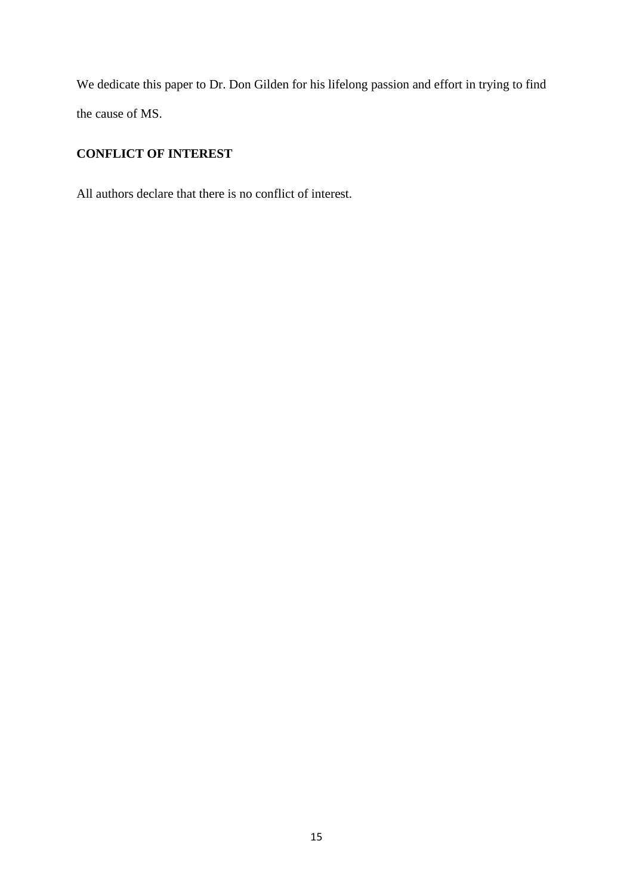We dedicate this paper to Dr. Don Gilden for his lifelong passion and effort in trying to find the cause of MS.

**CONFLICT OF INTEREST**

All authors declare that there is no conflict of interest.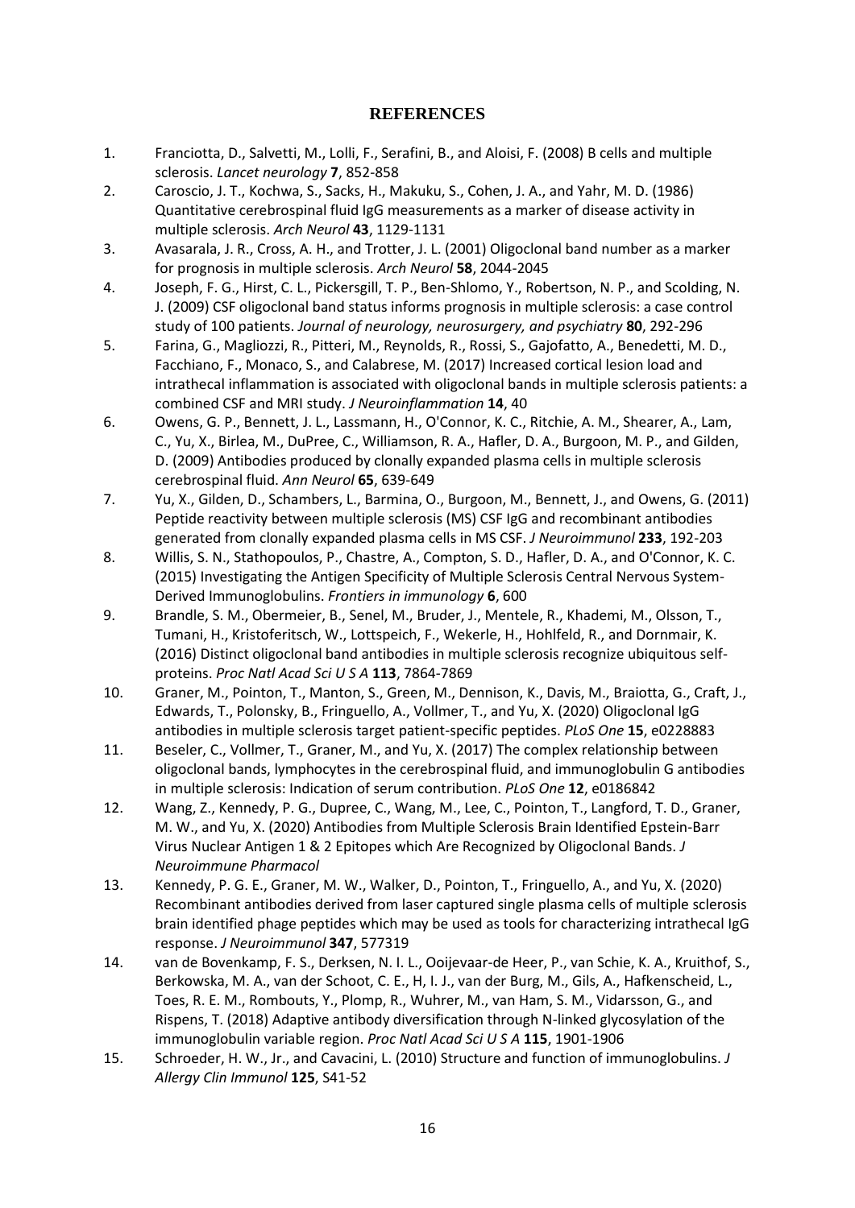# REFERENCES

1. Franciotta, D., Salvetti, M., Lolli, F., Serafini, B., and Aloisi, F. (2008) B cells and multiple sclerosis. *Lancet neurology* **7**, 852-858
2. Caroscio, J. T., Kochwa, S., Sacks, H., Makuku, S., Cohen, J. A., and Yahr, M. D. (1986) Quantitative cerebrospinal fluid IgG measurements as a marker of disease activity in multiple sclerosis. *Arch Neurol* **43**, 1129-1131
3. Avasarala, J. R., Cross, A. H., and Trotter, J. L. (2001) Oligoclonal band number as a marker for prognosis in multiple sclerosis. *Arch Neurol* **58**, 2044-2045
4. Joseph, F. G., Hirst, C. L., Pickersgill, T. P., Ben-Shlomo, Y., Robertson, N. P., and Scolding, N. J. (2009) CSF oligoclonal band status informs prognosis in multiple sclerosis: a case control study of 100 patients. *Journal of neurology, neurosurgery, and psychiatry* **80**, 292-296
5. Farina, G., Magliozzi, R., Pitteri, M., Reynolds, R., Rossi, S., Gajofatto, A., Benedetti, M. D., Facchiano, F., Monaco, S., and Calabrese, M. (2017) Increased cortical lesion load and intrathecal inflammation is associated with oligoclonal bands in multiple sclerosis patients: a combined CSF and MRI study. *J Neuroinflammation* **14**, 40
6. Owens, G. P., Bennett, J. L., Lassmann, H., O'Connor, K. C., Ritchie, A. M., Shearer, A., Lam, C., Yu, X., Birlea, M., DuPree, C., Williamson, R. A., Hafler, D. A., Burgoon, M. P., and Gilden, D. (2009) Antibodies produced by clonally expanded plasma cells in multiple sclerosis cerebrospinal fluid. *Ann Neurol* **65**, 639-649
7. Yu, X., Gilden, D., Schambers, L., Barmina, O., Burgoon, M., Bennett, J., and Owens, G. (2011) Peptide reactivity between multiple sclerosis (MS) CSF IgG and recombinant antibodies generated from clonally expanded plasma cells in MS CSF. *J Neuroimmunol* **233**, 192-203
8. Willis, S. N., Stathopoulos, P., Chastre, A., Compton, S. D., Hafler, D. A., and O'Connor, K. C. (2015) Investigating the Antigen Specificity of Multiple Sclerosis Central Nervous System-Derived Immunoglobulins. *Frontiers in immunology* **6**, 600
9. Brandle, S. M., Obermeier, B., Senel, M., Bruder, J., Mentele, R., Khademi, M., Olsson, T., Tumani, H., Kristoferitsch, W., Lottspeich, F., Wekerle, H., Hohlfeld, R., and Dornmair, K. (2016) Distinct oligoclonal band antibodies in multiple sclerosis recognize ubiquitous self-proteins. *Proc Natl Acad Sci U S A* **113**, 7864-7869
10. Graner, M., Pointon, T., Manton, S., Green, M., Dennison, K., Davis, M., Braiotta, G., Craft, J., Edwards, T., Polonsky, B., Fringuello, A., Vollmer, T., and Yu, X. (2020) Oligoclonal IgG antibodies in multiple sclerosis target patient-specific peptides. *PLoS One* **15**, e0228883
11. Beseler, C., Vollmer, T., Graner, M., and Yu, X. (2017) The complex relationship between oligoclonal bands, lymphocytes in the cerebrospinal fluid, and immunoglobulin G antibodies in multiple sclerosis: Indication of serum contribution. *PLoS One* **12**, e0186842
12. Wang, Z., Kennedy, P. G., Dupree, C., Wang, M., Lee, C., Pointon, T., Langford, T. D., Graner, M. W., and Yu, X. (2020) Antibodies from Multiple Sclerosis Brain Identified Epstein-Barr Virus Nuclear Antigen 1 & 2 Epitopes which Are Recognized by Oligoclonal Bands. *J Neuroimmune Pharmacol*
13. Kennedy, P. G. E., Graner, M. W., Walker, D., Pointon, T., Fringuello, A., and Yu, X. (2020) Recombinant antibodies derived from laser captured single plasma cells of multiple sclerosis brain identified phage peptides which may be used as tools for characterizing intrathecal IgG response. *J Neuroimmunol* **347**, 577319
14. van de Bovenkamp, F. S., Derksen, N. I. L., Ooijevaar-de Heer, P., van Schie, K. A., Kruithof, S., Berkowska, M. A., van der Schoot, C. E., H, I. J., van der Burg, M., Gils, A., Hafkenscheid, L., Toes, R. E. M., Rombouts, Y., Plomp, R., Wuhrer, M., van Ham, S. M., Vidarsson, G., and Rispens, T. (2018) Adaptive antibody diversification through N-linked glycosylation of the immunoglobulin variable region. *Proc Natl Acad Sci U S A* **115**, 1901-1906
15. Schroeder, H. W., Jr., and Cavacini, L. (2010) Structure and function of immunoglobulins. *J Allergy Clin Immunol* **125**, S41-52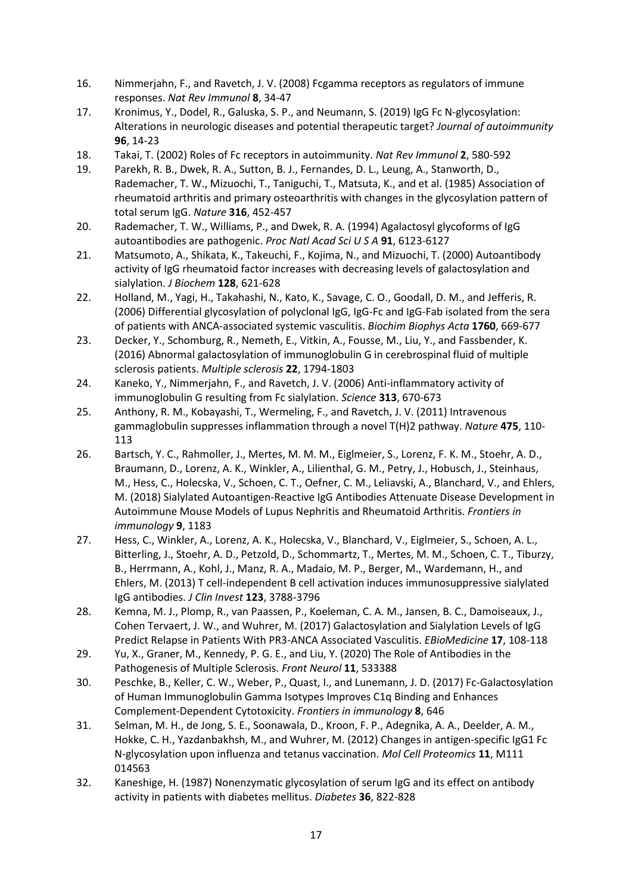16. Nimmerjahn, F., and Ravetch, J. V. (2008) Fcgamma receptors as regulators of immune responses. *Nat Rev Immunol* **8**, 34-47
17. Kronimus, Y., Dodel, R., Galuska, S. P., and Neumann, S. (2019) IgG Fc N-glycosylation: Alterations in neurologic diseases and potential therapeutic target? *Journal of autoimmunity* **96**, 14-23
18. Takai, T. (2002) Roles of Fc receptors in autoimmunity. *Nat Rev Immunol* **2**, 580-592
19. Parekh, R. B., Dwek, R. A., Sutton, B. J., Fernandes, D. L., Leung, A., Stanworth, D., Rademacher, T. W., Mizuochi, T., Taniguchi, T., Matsuta, K., and et al. (1985) Association of rheumatoid arthritis and primary osteoarthritis with changes in the glycosylation pattern of total serum IgG. *Nature* **316**, 452-457
20. Rademacher, T. W., Williams, P., and Dwek, R. A. (1994) Agalactosyl glycoforms of IgG autoantibodies are pathogenic. *Proc Natl Acad Sci U S A* **91**, 6123-6127
21. Matsumoto, A., Shikata, K., Takeuchi, F., Kojima, N., and Mizuochi, T. (2000) Autoantibody activity of IgG rheumatoid factor increases with decreasing levels of galactosylation and sialylation. *J Biochem* **128**, 621-628
22. Holland, M., Yagi, H., Takahashi, N., Kato, K., Savage, C. O., Goodall, D. M., and Jefferis, R. (2006) Differential glycosylation of polyclonal IgG, IgG-Fc and IgG-Fab isolated from the sera of patients with ANCA-associated systemic vasculitis. *Biochim Biophys Acta* **1760**, 669-677
23. Decker, Y., Schomburg, R., Nemeth, E., Vitkin, A., Fousse, M., Liu, Y., and Fassbender, K. (2016) Abnormal galactosylation of immunoglobulin G in cerebrospinal fluid of multiple sclerosis patients. *Multiple sclerosis* **22**, 1794-1803
24. Kaneko, Y., Nimmerjahn, F., and Ravetch, J. V. (2006) Anti-inflammatory activity of immunoglobulin G resulting from Fc sialylation. *Science* **313**, 670-673
25. Anthony, R. M., Kobayashi, T., Wermeling, F., and Ravetch, J. V. (2011) Intravenous gammaglobulin suppresses inflammation through a novel T(H)2 pathway. *Nature* **475**, 110-113
26. Bartsch, Y. C., Rahmoller, J., Mertes, M. M. M., Eiglmeier, S., Lorenz, F. K. M., Stoehr, A. D., Braumann, D., Lorenz, A. K., Winkler, A., Lilienthal, G. M., Petry, J., Hobusch, J., Steinhaus, M., Hess, C., Holecska, V., Schoen, C. T., Oefner, C. M., Leliavski, A., Blanchard, V., and Ehlers, M. (2018) Sialylated Autoantigen-Reactive IgG Antibodies Attenuate Disease Development in Autoimmune Mouse Models of Lupus Nephritis and Rheumatoid Arthritis. *Frontiers in immunology* **9**, 1183
27. Hess, C., Winkler, A., Lorenz, A. K., Holecska, V., Blanchard, V., Eiglmeier, S., Schoen, A. L., Bitterling, J., Stoehr, A. D., Petzold, D., Schommartz, T., Mertes, M. M., Schoen, C. T., Tiburzy, B., Herrmann, A., Kohl, J., Manz, R. A., Madaio, M. P., Berger, M., Wardemann, H., and Ehlers, M. (2013) T cell-independent B cell activation induces immunosuppressive sialylated IgG antibodies. *J Clin Invest* **123**, 3788-3796
28. Kemna, M. J., Plomp, R., van Paassen, P., Koeleman, C. A. M., Jansen, B. C., Damoiseaux, J., Cohen Tervaert, J. W., and Wuhrer, M. (2017) Galactosylation and Sialylation Levels of IgG Predict Relapse in Patients With PR3-ANCA Associated Vasculitis. *EBioMedicine* **17**, 108-118
29. Yu, X., Graner, M., Kennedy, P. G. E., and Liu, Y. (2020) The Role of Antibodies in the Pathogenesis of Multiple Sclerosis. *Front Neurol* **11**, 533388
30. Peschke, B., Keller, C. W., Weber, P., Quast, I., and Lunemann, J. D. (2017) Fc-Galactosylation of Human Immunoglobulin Gamma Isotypes Improves C1q Binding and Enhances Complement-Dependent Cytotoxicity. *Frontiers in immunology* **8**, 646
31. Selman, M. H., de Jong, S. E., Soonawala, D., Kroon, F. P., Adegnika, A. A., Deelder, A. M., Hokke, C. H., Yazdanbakhsh, M., and Wuhrer, M. (2012) Changes in antigen-specific IgG1 Fc N-glycosylation upon influenza and tetanus vaccination. *Mol Cell Proteomics* **11**, M111 014563
32. Kaneshige, H. (1987) Nonenzymatic glycosylation of serum IgG and its effect on antibody activity in patients with diabetes mellitus. *Diabetes* **36**, 822-828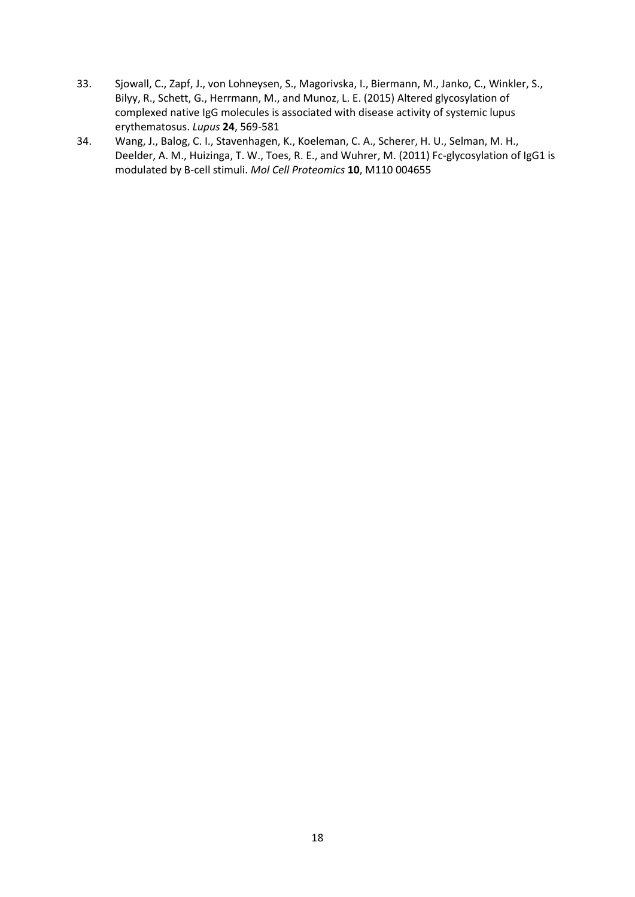33. Sjowall, C., Zapf, J., von Lohneysen, S., Magorivska, I., Biermann, M., Janko, C., Winkler, S., Bilyy, R., Schett, G., Herrmann, M., and Munoz, L. E. (2015) Altered glycosylation of complexed native IgG molecules is associated with disease activity of systemic lupus erythematosus. *Lupus* **24**, 569-581
34. Wang, J., Balog, C. I., Stavenhagen, K., Koeleman, C. A., Scherer, H. U., Selman, M. H., Deelder, A. M., Huizinga, T. W., Toes, R. E., and Wuhrer, M. (2011) Fc-glycosylation of IgG1 is modulated by B-cell stimuli. *Mol Cell Proteomics* **10**, M110 004655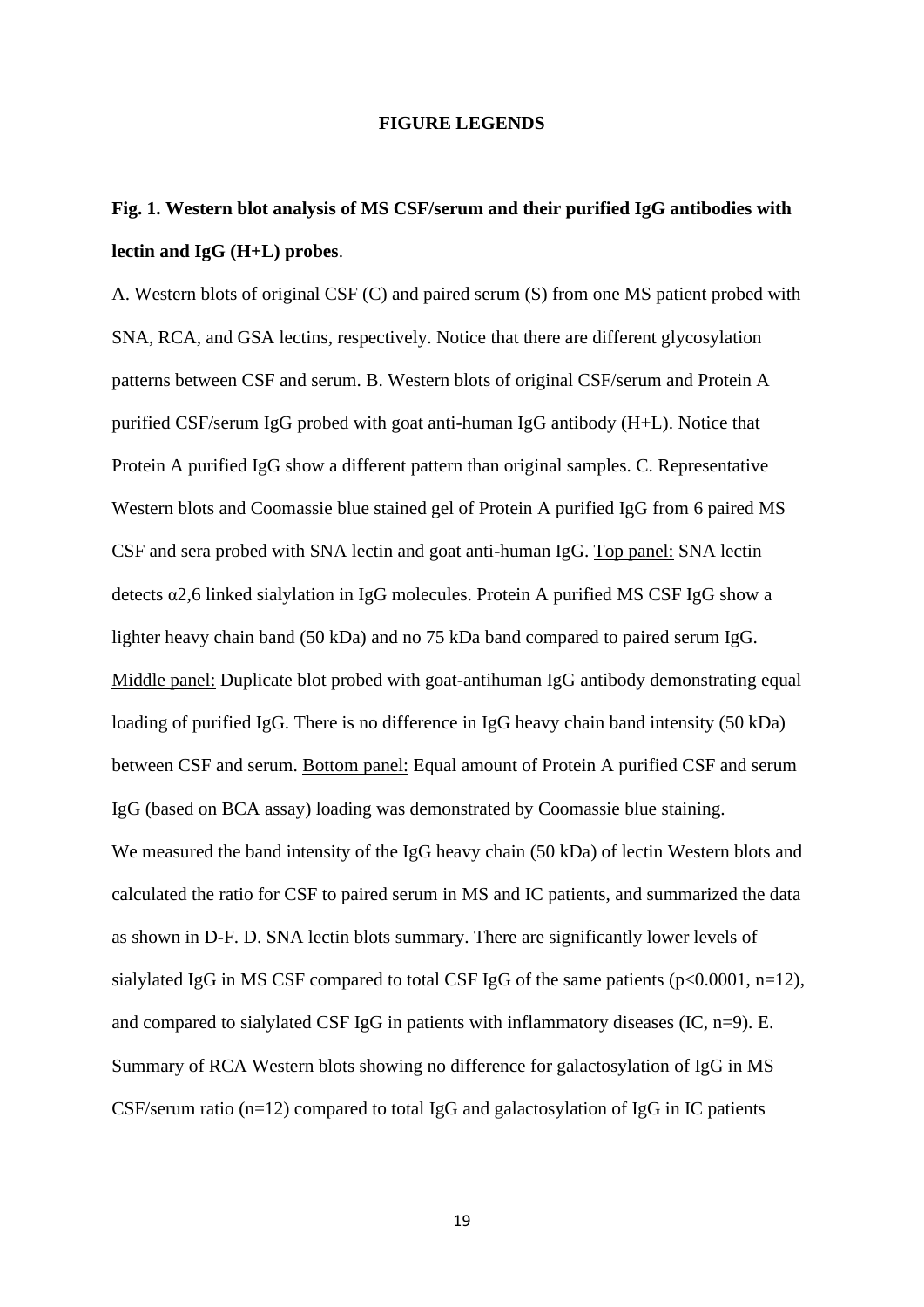## FIGURE LEGENDS

**Fig. 1. Western blot analysis of MS CSF/serum and their purified IgG antibodies with lectin and IgG (H+L) probes**.

A. Western blots of original CSF (C) and paired serum (S) from one MS patient probed with SNA, RCA, and GSA lectins, respectively. Notice that there are different glycosylation patterns between CSF and serum. B. Western blots of original CSF/serum and Protein A purified CSF/serum IgG probed with goat anti-human IgG antibody (H+L). Notice that Protein A purified IgG show a different pattern than original samples. C. Representative Western blots and Coomassie blue stained gel of Protein A purified IgG from 6 paired MS CSF and sera probed with SNA lectin and goat anti-human IgG. Top panel: SNA lectin detects α2,6 linked sialylation in IgG molecules. Protein A purified MS CSF IgG show a lighter heavy chain band (50 kDa) and no 75 kDa band compared to paired serum IgG. Middle panel: Duplicate blot probed with goat-antihuman IgG antibody demonstrating equal loading of purified IgG. There is no difference in IgG heavy chain band intensity (50 kDa) between CSF and serum. Bottom panel: Equal amount of Protein A purified CSF and serum IgG (based on BCA assay) loading was demonstrated by Coomassie blue staining.

We measured the band intensity of the IgG heavy chain (50 kDa) of lectin Western blots and calculated the ratio for CSF to paired serum in MS and IC patients, and summarized the data as shown in D-F. D. SNA lectin blots summary. There are significantly lower levels of sialylated IgG in MS CSF compared to total CSF IgG of the same patients ($p<0.0001$, n=12), and compared to sialylated CSF IgG in patients with inflammatory diseases (IC, n=9). E. Summary of RCA Western blots showing no difference for galactosylation of IgG in MS CSF/serum ratio (n=12) compared to total IgG and galactosylation of IgG in IC patients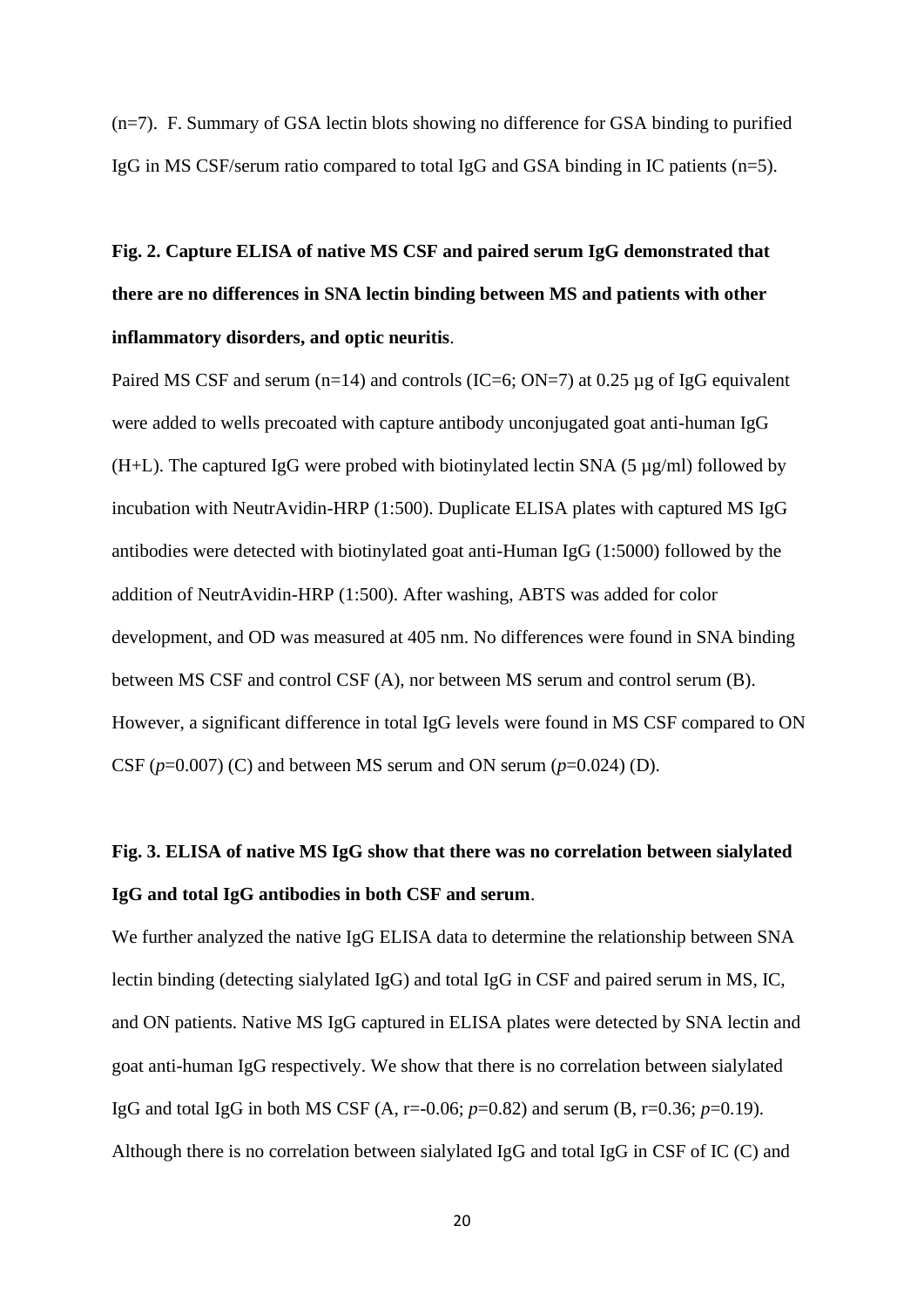(n=7). F. Summary of GSA lectin blots showing no difference for GSA binding to purified IgG in MS CSF/serum ratio compared to total IgG and GSA binding in IC patients (n=5).

**Fig. 2. Capture ELISA of native MS CSF and paired serum IgG demonstrated that there are no differences in SNA lectin binding between MS and patients with other inflammatory disorders, and optic neuritis**.

Paired MS CSF and serum (n=14) and controls (IC=6; ON=7) at 0.25 µg of IgG equivalent were added to wells precoated with capture antibody unconjugated goat anti-human IgG (H+L). The captured IgG were probed with biotinylated lectin SNA (5 µg/ml) followed by incubation with NeutrAvidin-HRP (1:500). Duplicate ELISA plates with captured MS IgG antibodies were detected with biotinylated goat anti-Human IgG (1:5000) followed by the addition of NeutrAvidin-HRP (1:500). After washing, ABTS was added for color development, and OD was measured at 405 nm. No differences were found in SNA binding between MS CSF and control CSF (A), nor between MS serum and control serum (B). However, a significant difference in total IgG levels were found in MS CSF compared to ON CSF ($p$=0.007) (C) and between MS serum and ON serum ($p$=0.024) (D).

**Fig. 3. ELISA of native MS IgG show that there was no correlation between sialylated IgG and total IgG antibodies in both CSF and serum**.

We further analyzed the native IgG ELISA data to determine the relationship between SNA lectin binding (detecting sialylated IgG) and total IgG in CSF and paired serum in MS, IC, and ON patients. Native MS IgG captured in ELISA plates were detected by SNA lectin and goat anti-human IgG respectively. We show that there is no correlation between sialylated IgG and total IgG in both MS CSF (A, r=-0.06; $p$=0.82) and serum (B, r=0.36; $p$=0.19). Although there is no correlation between sialylated IgG and total IgG in CSF of IC (C) and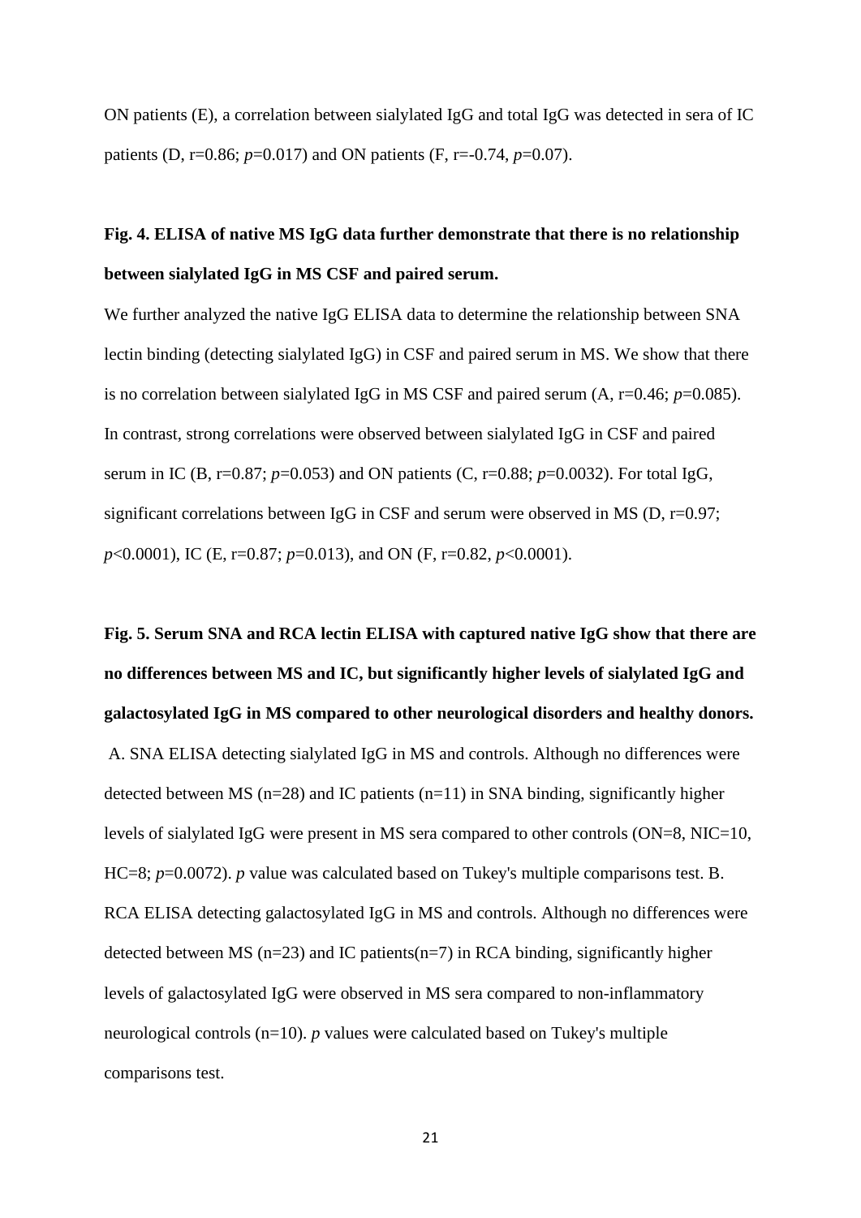ON patients (E), a correlation between sialylated IgG and total IgG was detected in sera of IC patients (D, r=0.86; *p*=0.017) and ON patients (F, r=-0.74, *p*=0.07).

**Fig. 4. ELISA of native MS IgG data further demonstrate that there is no relationship between sialylated IgG in MS CSF and paired serum.**

We further analyzed the native IgG ELISA data to determine the relationship between SNA lectin binding (detecting sialylated IgG) in CSF and paired serum in MS. We show that there is no correlation between sialylated IgG in MS CSF and paired serum (A, r=0.46; *p*=0.085). In contrast, strong correlations were observed between sialylated IgG in CSF and paired serum in IC (B, r=0.87; *p*=0.053) and ON patients (C, r=0.88; *p*=0.0032). For total IgG, significant correlations between IgG in CSF and serum were observed in MS (D, r=0.97; *p*<0.0001), IC (E, r=0.87; *p*=0.013), and ON (F, r=0.82, *p*<0.0001).

**Fig. 5. Serum SNA and RCA lectin ELISA with captured native IgG show that there are no differences between MS and IC, but significantly higher levels of sialylated IgG and galactosylated IgG in MS compared to other neurological disorders and healthy donors.**

A. SNA ELISA detecting sialylated IgG in MS and controls. Although no differences were detected between MS (n=28) and IC patients (n=11) in SNA binding, significantly higher levels of sialylated IgG were present in MS sera compared to other controls (ON=8, NIC=10, HC=8; *p*=0.0072). *p* value was calculated based on Tukey's multiple comparisons test. B. RCA ELISA detecting galactosylated IgG in MS and controls. Although no differences were detected between MS (n=23) and IC patients(n=7) in RCA binding, significantly higher levels of galactosylated IgG were observed in MS sera compared to non-inflammatory neurological controls (n=10). *p* values were calculated based on Tukey's multiple comparisons test.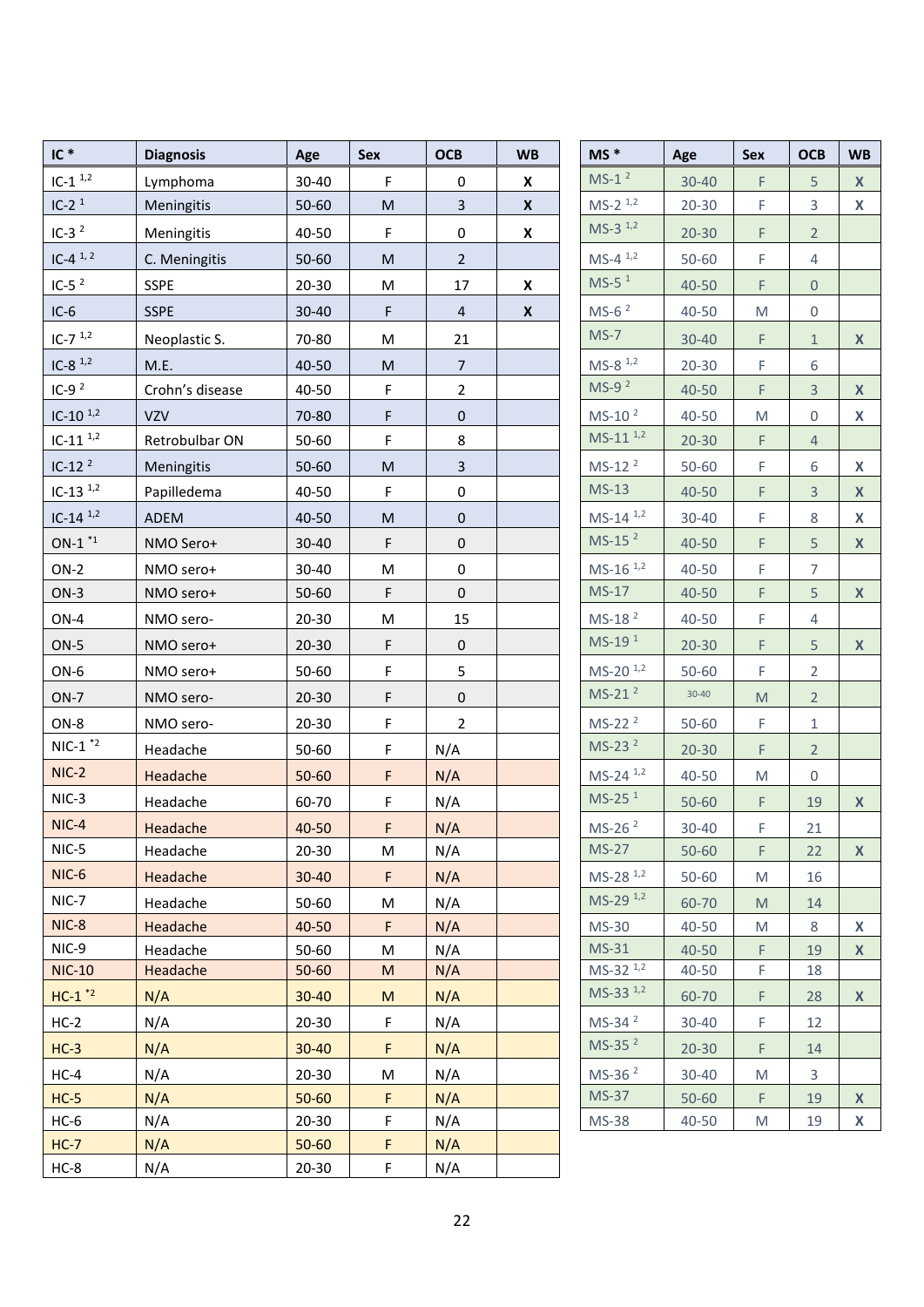| IC * | Diagnosis | Age | Sex | OCB | WB |
|---|---|---|---|---|---|
| IC-1 [1,2] | Lymphoma | 30-40 | F | 0 | X |
| IC-2 [1] | Meningitis | 50-60 | M | 3 | X |
| IC-3 [2] | Meningitis | 40-50 | F | 0 | X |
| IC-4 [1,2] | C. Meningitis | 50-60 | M | 2 | |
| IC-5 [2] | SSPE | 20-30 | M | 17 | X |
| IC-6 | SSPE | 30-40 | F | 4 | X |
| IC-7 [1,2] | Neoplastic S. | 70-80 | M | 21 | |
| IC-8 [1,2] | M.E. | 40-50 | M | 7 | |
| IC-9 [2] | Crohn's disease | 40-50 | F | 2 | |
| IC-10 [1,2] | VZV | 70-80 | F | 0 | |
| IC-11 [1,2] | Retrobulbar ON | 50-60 | F | 8 | |
| IC-12 [2] | Meningitis | 50-60 | M | 3 | |
| IC-13 [1,2] | Papilledema | 40-50 | F | 0 | |
| IC-14 [1,2] | ADEM | 40-50 | M | 0 | |
| ON-1 [*1] | NMO Sero+ | 30-40 | F | 0 | |
| ON-2 | NMO sero+ | 30-40 | M | 0 | |
| ON-3 | NMO sero+ | 50-60 | F | 0 | |
| ON-4 | NMO sero- | 20-30 | M | 15 | |
| ON-5 | NMO sero+ | 20-30 | F | 0 | |
| ON-6 | NMO sero+ | 50-60 | F | 5 | |
| ON-7 | NMO sero- | 20-30 | F | 0 | |
| ON-8 | NMO sero- | 20-30 | F | 2 | |
| NIC-1 [*2] | Headache | 50-60 | F | N/A | |
| NIC-2 | Headache | 50-60 | F | N/A | |
| NIC-3 | Headache | 60-70 | F | N/A | |
| NIC-4 | Headache | 40-50 | F | N/A | |
| NIC-5 | Headache | 20-30 | M | N/A | |
| NIC-6 | Headache | 30-40 | F | N/A | |
| NIC-7 | Headache | 50-60 | M | N/A | |
| NIC-8 | Headache | 40-50 | F | N/A | |
| NIC-9 | Headache | 50-60 | M | N/A | |
| NIC-10 | Headache | 50-60 | M | N/A | |
| HC-1 [*2] | N/A | 30-40 | M | N/A | |
| HC-2 | N/A | 20-30 | F | N/A | |
| HC-3 | N/A | 30-40 | F | N/A | |
| HC-4 | N/A | 20-30 | M | N/A | |
| HC-5 | N/A | 50-60 | F | N/A | |
| HC-6 | N/A | 20-30 | F | N/A | |
| HC-7 | N/A | 50-60 | F | N/A | |
| HC-8 | N/A | 20-30 | F | N/A | |

| MS * | Age | Sex | OCB | WB |
|---|---|---|---|---|
| MS-1 [2] | 30-40 | F | 5 | X |
| MS-2 [1,2] | 20-30 | F | 3 | X |
| MS-3 [1,2] | 20-30 | F | 2 | |
| MS-4 [1,2] | 50-60 | F | 4 | |
| MS-5 [1] | 40-50 | F | 0 | |
| MS-6 [2] | 40-50 | M | 0 | |
| MS-7 | 30-40 | F | 1 | X |
| MS-8 [1,2] | 20-30 | F | 6 | |
| MS-9 [2] | 40-50 | F | 3 | X |
| MS-10 [2] | 40-50 | M | 0 | X |
| MS-11 [1,2] | 20-30 | F | 4 | |
| MS-12 [2] | 50-60 | F | 6 | X |
| MS-13 | 40-50 | F | 3 | X |
| MS-14 [1,2] | 30-40 | F | 8 | X |
| MS-15 [2] | 40-50 | F | 5 | X |
| MS-16 [1,2] | 40-50 | F | 7 | |
| MS-17 | 40-50 | F | 5 | X |
| MS-18 [2] | 40-50 | F | 4 | |
| MS-19 [1] | 20-30 | F | 5 | X |
| MS-20 [1,2] | 50-60 | F | 2 | |
| MS-21 [2] | 30-40 | M | 2 | |
| MS-22 [2] | 50-60 | F | 1 | |
| MS-23 [2] | 20-30 | F | 2 | |
| MS-24 [1,2] | 40-50 | M | 0 | |
| MS-25 [1] | 50-60 | F | 19 | X |
| MS-26 [2] | 30-40 | F | 21 | |
| MS-27 | 50-60 | F | 22 | X |
| MS-28 [1,2] | 50-60 | M | 16 | |
| MS-29 [1,2] | 60-70 | M | 14 | |
| MS-30 | 40-50 | M | 8 | X |
| MS-31 | 40-50 | F | 19 | X |
| MS-32 [1,2] | 40-50 | F | 18 | |
| MS-33 [1,2] | 60-70 | F | 28 | X |
| MS-34 [2] | 30-40 | F | 12 | |
| MS-35 [2] | 20-30 | F | 14 | |
| MS-36 [2] | 30-40 | M | 3 | |
| MS-37 | 50-60 | F | 19 | X |
| MS-38 | 40-50 | M | 19 | X |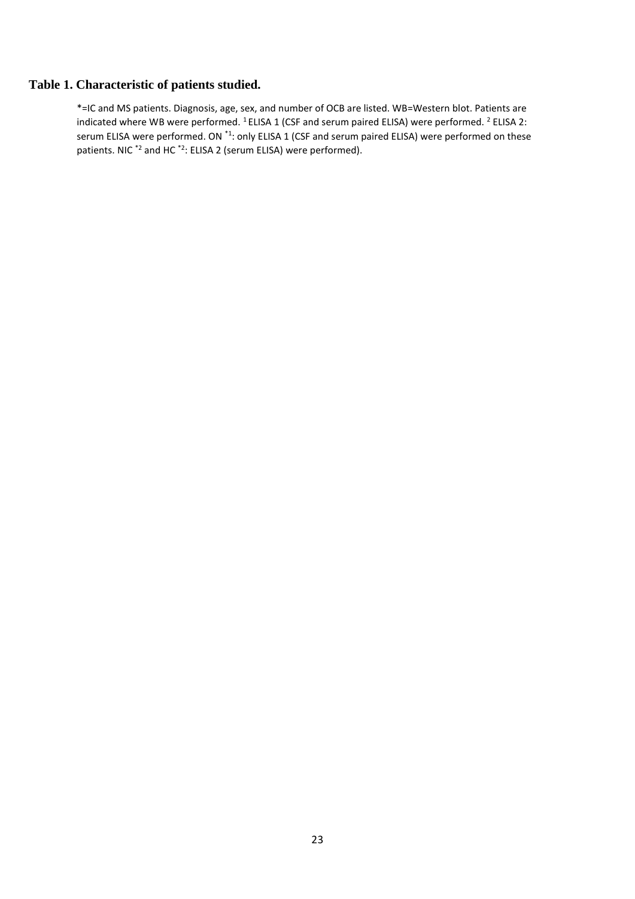## Table 1. Characteristic of patients studied.

*=IC and MS patients. Diagnosis, age, sex, and number of OCB are listed. WB=Western blot. Patients are indicated where WB were performed. [1] ELISA 1 (CSF and serum paired ELISA) were performed. [2] ELISA 2: serum ELISA were performed. ON [*1]: only ELISA 1 (CSF and serum paired ELISA) were performed on these patients. NIC [*2] and HC [*2]: ELISA 2 (serum ELISA) were performed).